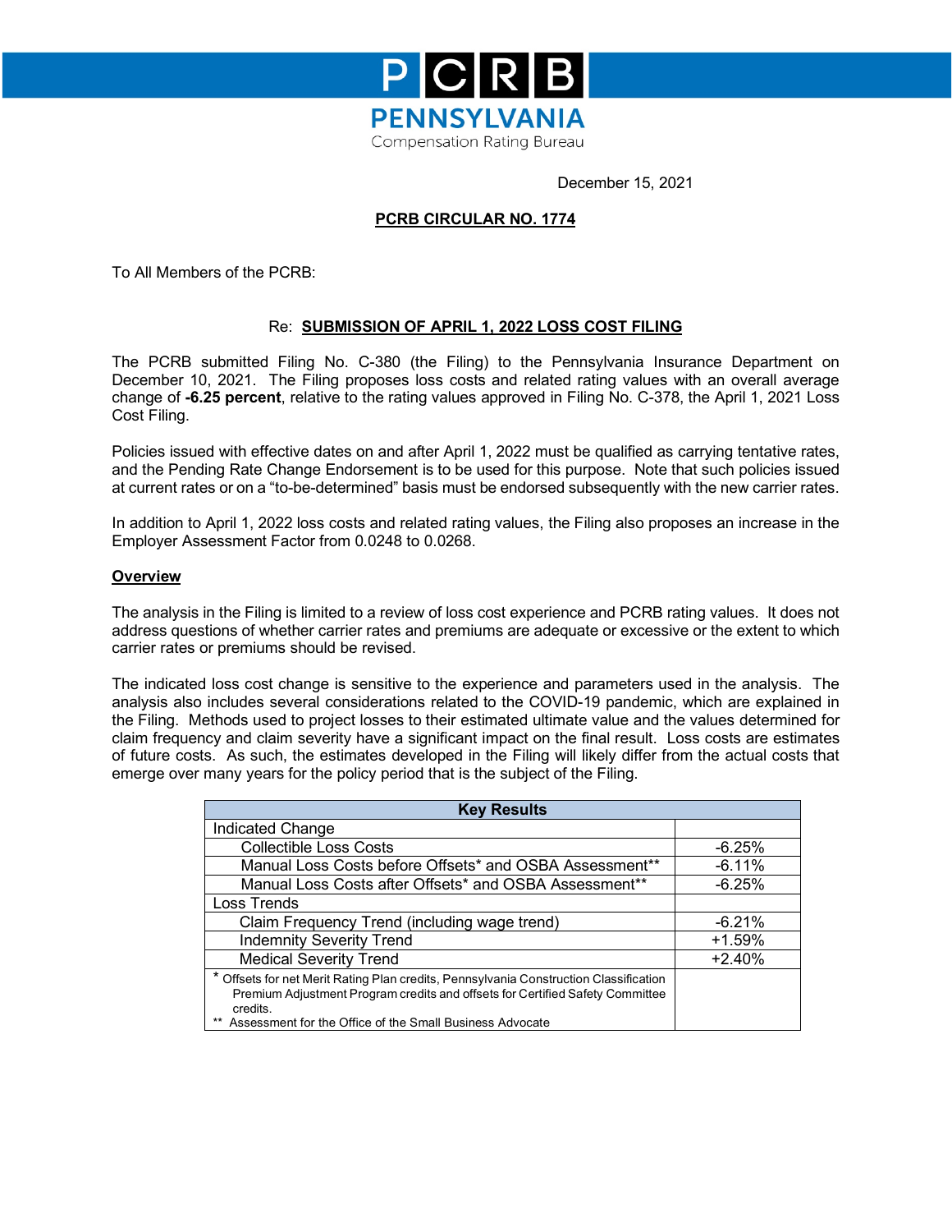PCRB

PENNSYLVANIA

Compensation Rating Bureau

December 15, 2021

**PCRB CIRCULAR NO. 1774**

To All Members of the PCRB:

Re: **SUBMISSION OF APRIL 1, 2022 LOSS COST FILING**

The PCRB submitted Filing No. C-380 (the Filing) to the Pennsylvania Insurance Department on December 10, 2021. The Filing proposes loss costs and related rating values with an overall average change of **-6.25 percent**, relative to the rating values approved in Filing No. C-378, the April 1, 2021 Loss Cost Filing.

Policies issued with effective dates on and after April 1, 2022 must be qualified as carrying tentative rates, and the Pending Rate Change Endorsement is to be used for this purpose. Note that such policies issued at current rates or on a "to-be-determined" basis must be endorsed subsequently with the new carrier rates.

In addition to April 1, 2022 loss costs and related rating values, the Filing also proposes an increase in the Employer Assessment Factor from 0.0248 to 0.0268.

**Overview**

The analysis in the Filing is limited to a review of loss cost experience and PCRB rating values. It does not address questions of whether carrier rates and premiums are adequate or excessive or the extent to which carrier rates or premiums should be revised.

The indicated loss cost change is sensitive to the experience and parameters used in the analysis. The analysis also includes several considerations related to the COVID-19 pandemic, which are explained in the Filing. Methods used to project losses to their estimated ultimate value and the values determined for claim frequency and claim severity have a significant impact on the final result. Loss costs are estimates of future costs. As such, the estimates developed in the Filing will likely differ from the actual costs that emerge over many years for the policy period that is the subject of the Filing.

| Key Results | |
|---|---|
| Indicated Change | |
| Collectible Loss Costs | -6.25% |
| Manual Loss Costs before Offsets* and OSBA Assessment** | -6.11% |
| Manual Loss Costs after Offsets* and OSBA Assessment** | -6.25% |
| Loss Trends | |
| Claim Frequency Trend (including wage trend) | -6.21% |
| Indemnity Severity Trend | +1.59% |
| Medical Severity Trend | +2.40% |
| * Offsets for net Merit Rating Plan credits, Pennsylvania Construction Classification Premium Adjustment Program credits and offsets for Certified Safety Committee credits.<br>** Assessment for the Office of the Small Business Advocate | |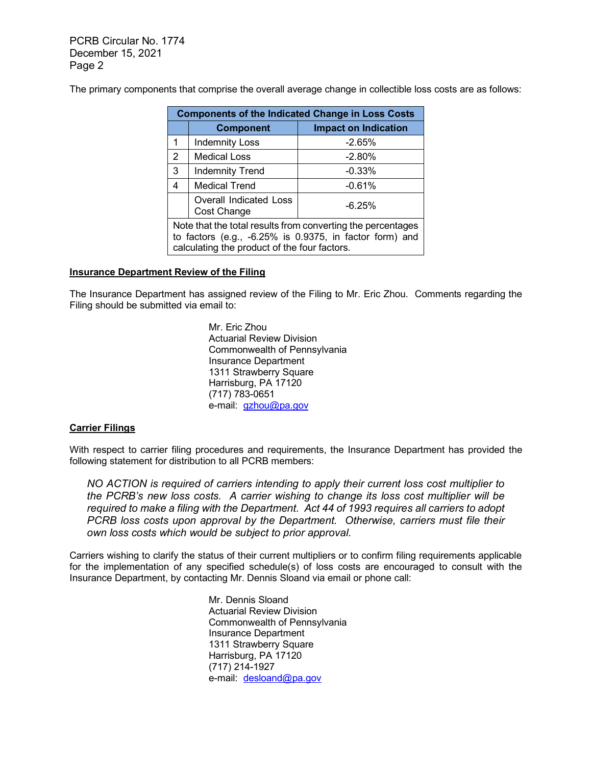The primary components that comprise the overall average change in collectible loss costs are as follows:

| Components of the Indicated Change in Loss Costs | | |
|---|---|---|
| | **Component** | **Impact on Indication** |
| 1 | Indemnity Loss | -2.65% |
| 2 | Medical Loss | -2.80% |
| 3 | Indemnity Trend | -0.33% |
| 4 | Medical Trend | -0.61% |
| | Overall Indicated Loss Cost Change | -6.25% |
| Note that the total results from converting the percentages to factors (e.g., -6.25% is 0.9375, in factor form) and calculating the product of the four factors. | | |

**Insurance Department Review of the Filing**

The Insurance Department has assigned review of the Filing to Mr. Eric Zhou. Comments regarding the Filing should be submitted via email to:

Mr. Eric Zhou
Actuarial Review Division
Commonwealth of Pennsylvania
Insurance Department
1311 Strawberry Square
Harrisburg, PA 17120
(717) 783-0651
e-mail: gzhou@pa.gov

**Carrier Filings**

With respect to carrier filing procedures and requirements, the Insurance Department has provided the following statement for distribution to all PCRB members:

*NO ACTION is required of carriers intending to apply their current loss cost multiplier to the PCRB's new loss costs. A carrier wishing to change its loss cost multiplier will be required to make a filing with the Department. Act 44 of 1993 requires all carriers to adopt PCRB loss costs upon approval by the Department. Otherwise, carriers must file their own loss costs which would be subject to prior approval.*

Carriers wishing to clarify the status of their current multipliers or to confirm filing requirements applicable for the implementation of any specified schedule(s) of loss costs are encouraged to consult with the Insurance Department, by contacting Mr. Dennis Sloand via email or phone call:

Mr. Dennis Sloand
Actuarial Review Division
Commonwealth of Pennsylvania
Insurance Department
1311 Strawberry Square
Harrisburg, PA 17120
(717) 214-1927
e-mail: desloand@pa.gov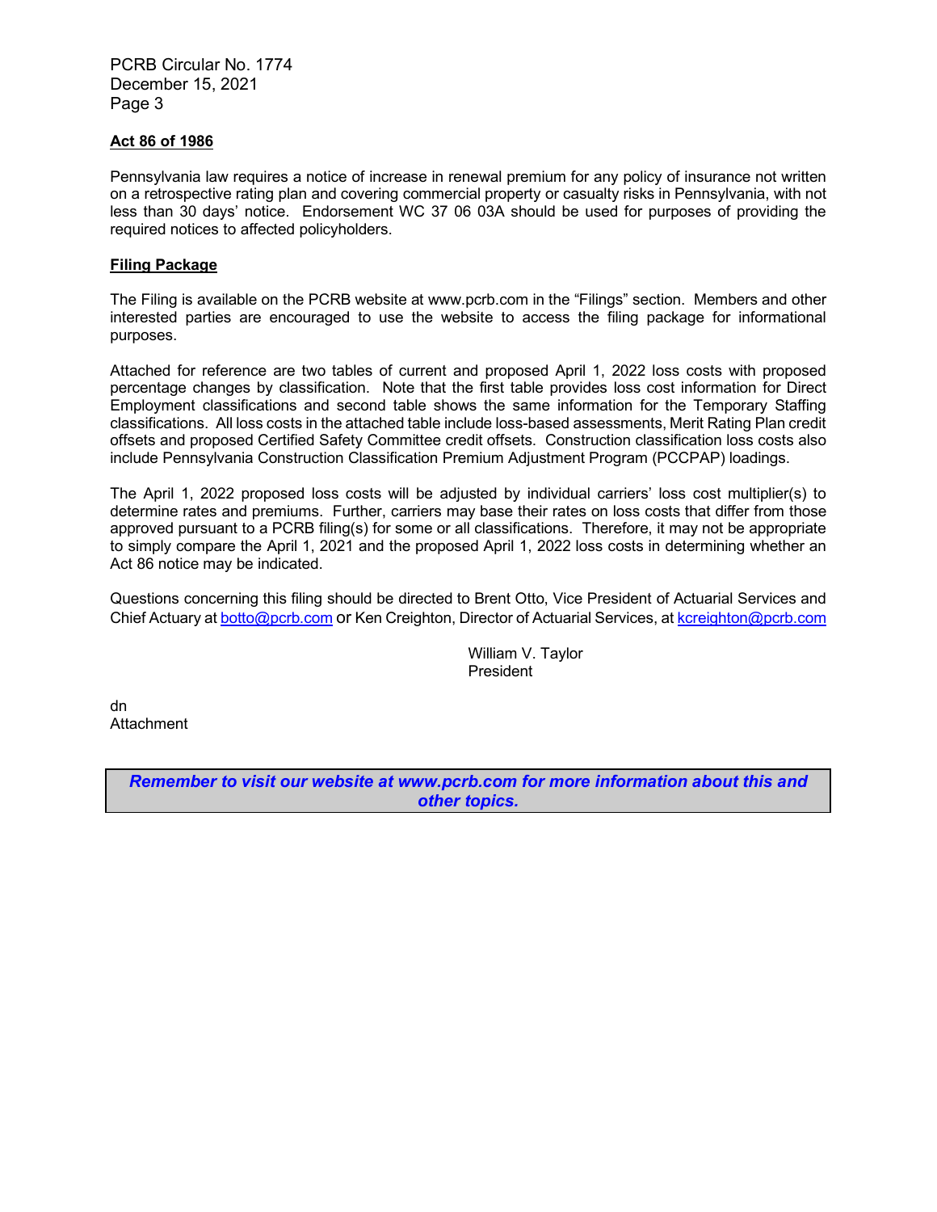### Act 86 of 1986

Pennsylvania law requires a notice of increase in renewal premium for any policy of insurance not written on a retrospective rating plan and covering commercial property or casualty risks in Pennsylvania, with not less than 30 days' notice. Endorsement WC 37 06 03A should be used for purposes of providing the required notices to affected policyholders.

### Filing Package

The Filing is available on the PCRB website at www.pcrb.com in the "Filings" section. Members and other interested parties are encouraged to use the website to access the filing package for informational purposes.

Attached for reference are two tables of current and proposed April 1, 2022 loss costs with proposed percentage changes by classification. Note that the first table provides loss cost information for Direct Employment classifications and second table shows the same information for the Temporary Staffing classifications. All loss costs in the attached table include loss-based assessments, Merit Rating Plan credit offsets and proposed Certified Safety Committee credit offsets. Construction classification loss costs also include Pennsylvania Construction Classification Premium Adjustment Program (PCCPAP) loadings.

The April 1, 2022 proposed loss costs will be adjusted by individual carriers' loss cost multiplier(s) to determine rates and premiums. Further, carriers may base their rates on loss costs that differ from those approved pursuant to a PCRB filing(s) for some or all classifications. Therefore, it may not be appropriate to simply compare the April 1, 2021 and the proposed April 1, 2022 loss costs in determining whether an Act 86 notice may be indicated.

Questions concerning this filing should be directed to Brent Otto, Vice President of Actuarial Services and Chief Actuary at botto@pcrb.com or Ken Creighton, Director of Actuarial Services, at kcreighton@pcrb.com

William V. Taylor
President

dn
Attachment

***Remember to visit our website at www.pcrb.com for more information about this and other topics.***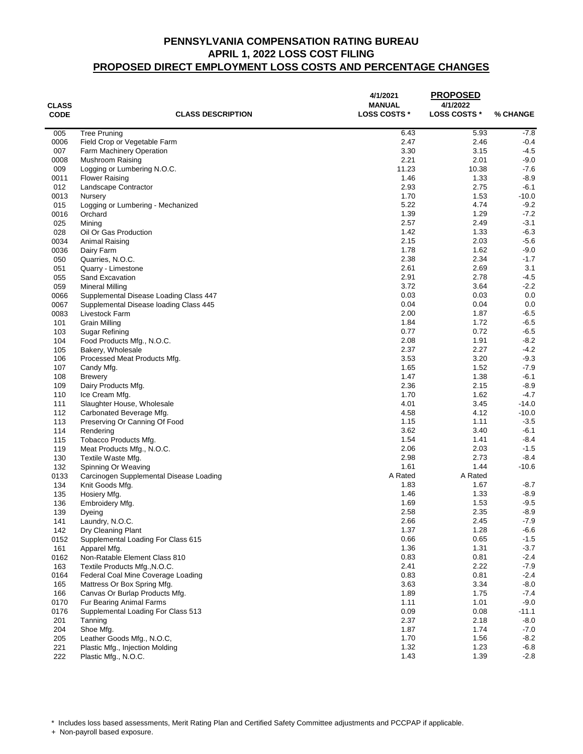# PENNSYLVANIA COMPENSATION RATING BUREAU
## APRIL 1, 2022 LOSS COST FILING
## PROPOSED DIRECT EMPLOYMENT LOSS COSTS AND PERCENTAGE CHANGES

| CLASS CODE | CLASS DESCRIPTION | 4/1/2021 MANUAL LOSS COSTS * | PROPOSED 4/1/2022 LOSS COSTS * | % CHANGE |
|---|---|---|---|---|
| 005 | Tree Pruning | 6.43 | 5.93 | -7.8 |
| 0006 | Field Crop or Vegetable Farm | 2.47 | 2.46 | -0.4 |
| 007 | Farm Machinery Operation | 3.30 | 3.15 | -4.5 |
| 0008 | Mushroom Raising | 2.21 | 2.01 | -9.0 |
| 009 | Logging or Lumbering N.O.C. | 11.23 | 10.38 | -7.6 |
| 0011 | Flower Raising | 1.46 | 1.33 | -8.9 |
| 012 | Landscape Contractor | 2.93 | 2.75 | -6.1 |
| 0013 | Nursery | 1.70 | 1.53 | -10.0 |
| 015 | Logging or Lumbering - Mechanized | 5.22 | 4.74 | -9.2 |
| 0016 | Orchard | 1.39 | 1.29 | -7.2 |
| 025 | Mining | 2.57 | 2.49 | -3.1 |
| 028 | Oil Or Gas Production | 1.42 | 1.33 | -6.3 |
| 0034 | Animal Raising | 2.15 | 2.03 | -5.6 |
| 0036 | Dairy Farm | 1.78 | 1.62 | -9.0 |
| 050 | Quarries, N.O.C. | 2.38 | 2.34 | -1.7 |
| 051 | Quarry - Limestone | 2.61 | 2.69 | 3.1 |
| 055 | Sand Excavation | 2.91 | 2.78 | -4.5 |
| 059 | Mineral Milling | 3.72 | 3.64 | -2.2 |
| 0066 | Supplemental Disease Loading Class 447 | 0.03 | 0.03 | 0.0 |
| 0067 | Supplemental Disease loading Class 445 | 0.04 | 0.04 | 0.0 |
| 0083 | Livestock Farm | 2.00 | 1.87 | -6.5 |
| 101 | Grain Milling | 1.84 | 1.72 | -6.5 |
| 103 | Sugar Refining | 0.77 | 0.72 | -6.5 |
| 104 | Food Products Mfg., N.O.C. | 2.08 | 1.91 | -8.2 |
| 105 | Bakery, Wholesale | 2.37 | 2.27 | -4.2 |
| 106 | Processed Meat Products Mfg. | 3.53 | 3.20 | -9.3 |
| 107 | Candy Mfg. | 1.65 | 1.52 | -7.9 |
| 108 | Brewery | 1.47 | 1.38 | -6.1 |
| 109 | Dairy Products Mfg. | 2.36 | 2.15 | -8.9 |
| 110 | Ice Cream Mfg. | 1.70 | 1.62 | -4.7 |
| 111 | Slaughter House, Wholesale | 4.01 | 3.45 | -14.0 |
| 112 | Carbonated Beverage Mfg. | 4.58 | 4.12 | -10.0 |
| 113 | Preserving Or Canning Of Food | 1.15 | 1.11 | -3.5 |
| 114 | Rendering | 3.62 | 3.40 | -6.1 |
| 115 | Tobacco Products Mfg. | 1.54 | 1.41 | -8.4 |
| 119 | Meat Products Mfg., N.O.C. | 2.06 | 2.03 | -1.5 |
| 130 | Textile Waste Mfg. | 2.98 | 2.73 | -8.4 |
| 132 | Spinning Or Weaving | 1.61 | 1.44 | -10.6 |
| 0133 | Carcinogen Supplemental Disease Loading | A Rated | A Rated | |
| 134 | Knit Goods Mfg. | 1.83 | 1.67 | -8.7 |
| 135 | Hosiery Mfg. | 1.46 | 1.33 | -8.9 |
| 136 | Embroidery Mfg. | 1.69 | 1.53 | -9.5 |
| 139 | Dyeing | 2.58 | 2.35 | -8.9 |
| 141 | Laundry, N.O.C. | 2.66 | 2.45 | -7.9 |
| 142 | Dry Cleaning Plant | 1.37 | 1.28 | -6.6 |
| 0152 | Supplemental Loading For Class 615 | 0.66 | 0.65 | -1.5 |
| 161 | Apparel Mfg. | 1.36 | 1.31 | -3.7 |
| 0162 | Non-Ratable Element Class 810 | 0.83 | 0.81 | -2.4 |
| 163 | Textile Products Mfg.,N.O.C. | 2.41 | 2.22 | -7.9 |
| 0164 | Federal Coal Mine Coverage Loading | 0.83 | 0.81 | -2.4 |
| 165 | Mattress Or Box Spring Mfg. | 3.63 | 3.34 | -8.0 |
| 166 | Canvas Or Burlap Products Mfg. | 1.89 | 1.75 | -7.4 |
| 0170 | Fur Bearing Animal Farms | 1.11 | 1.01 | -9.0 |
| 0176 | Supplemental Loading For Class 513 | 0.09 | 0.08 | -11.1 |
| 201 | Tanning | 2.37 | 2.18 | -8.0 |
| 204 | Shoe Mfg. | 1.87 | 1.74 | -7.0 |
| 205 | Leather Goods Mfg., N.O.C, | 1.70 | 1.56 | -8.2 |
| 221 | Plastic Mfg., Injection Molding | 1.32 | 1.23 | -6.8 |
| 222 | Plastic Mfg., N.O.C. | 1.43 | 1.39 | -2.8 |

\* Includes loss based assessments, Merit Rating Plan and Certified Safety Committee adjustments and PCCPAP if applicable.

+ Non-payroll based exposure.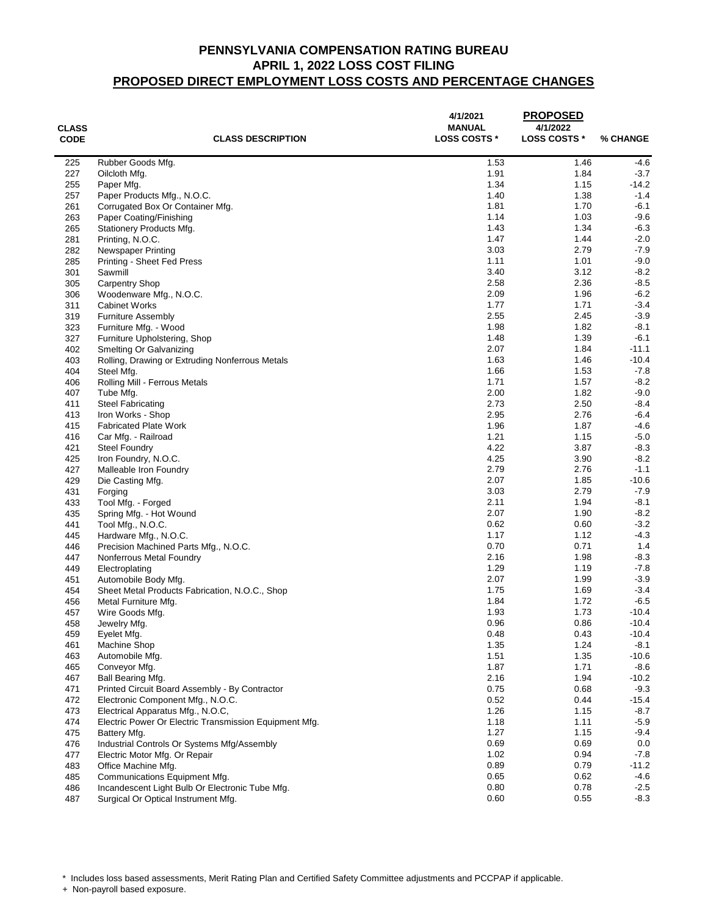# PENNSYLVANIA COMPENSATION RATING BUREAU
## APRIL 1, 2022 LOSS COST FILING
## PROPOSED DIRECT EMPLOYMENT LOSS COSTS AND PERCENTAGE CHANGES

| CLASS CODE | CLASS DESCRIPTION | 4/1/2021 MANUAL LOSS COSTS * | PROPOSED 4/1/2022 LOSS COSTS * | % CHANGE |
|---|---|---|---|---|
| 225 | Rubber Goods Mfg. | 1.53 | 1.46 | -4.6 |
| 227 | Oilcloth Mfg. | 1.91 | 1.84 | -3.7 |
| 255 | Paper Mfg. | 1.34 | 1.15 | -14.2 |
| 257 | Paper Products Mfg., N.O.C. | 1.40 | 1.38 | -1.4 |
| 261 | Corrugated Box Or Container Mfg. | 1.81 | 1.70 | -6.1 |
| 263 | Paper Coating/Finishing | 1.14 | 1.03 | -9.6 |
| 265 | Stationery Products Mfg. | 1.43 | 1.34 | -6.3 |
| 281 | Printing, N.O.C. | 1.47 | 1.44 | -2.0 |
| 282 | Newspaper Printing | 3.03 | 2.79 | -7.9 |
| 285 | Printing - Sheet Fed Press | 1.11 | 1.01 | -9.0 |
| 301 | Sawmill | 3.40 | 3.12 | -8.2 |
| 305 | Carpentry Shop | 2.58 | 2.36 | -8.5 |
| 306 | Woodenware Mfg., N.O.C. | 2.09 | 1.96 | -6.2 |
| 311 | Cabinet Works | 1.77 | 1.71 | -3.4 |
| 319 | Furniture Assembly | 2.55 | 2.45 | -3.9 |
| 323 | Furniture Mfg. - Wood | 1.98 | 1.82 | -8.1 |
| 327 | Furniture Upholstering, Shop | 1.48 | 1.39 | -6.1 |
| 402 | Smelting Or Galvanizing | 2.07 | 1.84 | -11.1 |
| 403 | Rolling, Drawing or Extruding Nonferrous Metals | 1.63 | 1.46 | -10.4 |
| 404 | Steel Mfg. | 1.66 | 1.53 | -7.8 |
| 406 | Rolling Mill - Ferrous Metals | 1.71 | 1.57 | -8.2 |
| 407 | Tube Mfg. | 2.00 | 1.82 | -9.0 |
| 411 | Steel Fabricating | 2.73 | 2.50 | -8.4 |
| 413 | Iron Works - Shop | 2.95 | 2.76 | -6.4 |
| 415 | Fabricated Plate Work | 1.96 | 1.87 | -4.6 |
| 416 | Car Mfg. - Railroad | 1.21 | 1.15 | -5.0 |
| 421 | Steel Foundry | 4.22 | 3.87 | -8.3 |
| 425 | Iron Foundry, N.O.C. | 4.25 | 3.90 | -8.2 |
| 427 | Malleable Iron Foundry | 2.79 | 2.76 | -1.1 |
| 429 | Die Casting Mfg. | 2.07 | 1.85 | -10.6 |
| 431 | Forging | 3.03 | 2.79 | -7.9 |
| 433 | Tool Mfg. - Forged | 2.11 | 1.94 | -8.1 |
| 435 | Spring Mfg. - Hot Wound | 2.07 | 1.90 | -8.2 |
| 441 | Tool Mfg., N.O.C. | 0.62 | 0.60 | -3.2 |
| 445 | Hardware Mfg., N.O.C. | 1.17 | 1.12 | -4.3 |
| 446 | Precision Machined Parts Mfg., N.O.C. | 0.70 | 0.71 | 1.4 |
| 447 | Nonferrous Metal Foundry | 2.16 | 1.98 | -8.3 |
| 449 | Electroplating | 1.29 | 1.19 | -7.8 |
| 451 | Automobile Body Mfg. | 2.07 | 1.99 | -3.9 |
| 454 | Sheet Metal Products Fabrication, N.O.C., Shop | 1.75 | 1.69 | -3.4 |
| 456 | Metal Furniture Mfg. | 1.84 | 1.72 | -6.5 |
| 457 | Wire Goods Mfg. | 1.93 | 1.73 | -10.4 |
| 458 | Jewelry Mfg. | 0.96 | 0.86 | -10.4 |
| 459 | Eyelet Mfg. | 0.48 | 0.43 | -10.4 |
| 461 | Machine Shop | 1.35 | 1.24 | -8.1 |
| 463 | Automobile Mfg. | 1.51 | 1.35 | -10.6 |
| 465 | Conveyor Mfg. | 1.87 | 1.71 | -8.6 |
| 467 | Ball Bearing Mfg. | 2.16 | 1.94 | -10.2 |
| 471 | Printed Circuit Board Assembly - By Contractor | 0.75 | 0.68 | -9.3 |
| 472 | Electronic Component Mfg., N.O.C. | 0.52 | 0.44 | -15.4 |
| 473 | Electrical Apparatus Mfg., N.O.C, | 1.26 | 1.15 | -8.7 |
| 474 | Electric Power Or Electric Transmission Equipment Mfg. | 1.18 | 1.11 | -5.9 |
| 475 | Battery Mfg. | 1.27 | 1.15 | -9.4 |
| 476 | Industrial Controls Or Systems Mfg/Assembly | 0.69 | 0.69 | 0.0 |
| 477 | Electric Motor Mfg. Or Repair | 1.02 | 0.94 | -7.8 |
| 483 | Office Machine Mfg. | 0.89 | 0.79 | -11.2 |
| 485 | Communications Equipment Mfg. | 0.65 | 0.62 | -4.6 |
| 486 | Incandescent Light Bulb Or Electronic Tube Mfg. | 0.80 | 0.78 | -2.5 |
| 487 | Surgical Or Optical Instrument Mfg. | 0.60 | 0.55 | -8.3 |

\* Includes loss based assessments, Merit Rating Plan and Certified Safety Committee adjustments and PCCPAP if applicable.

\+ Non-payroll based exposure.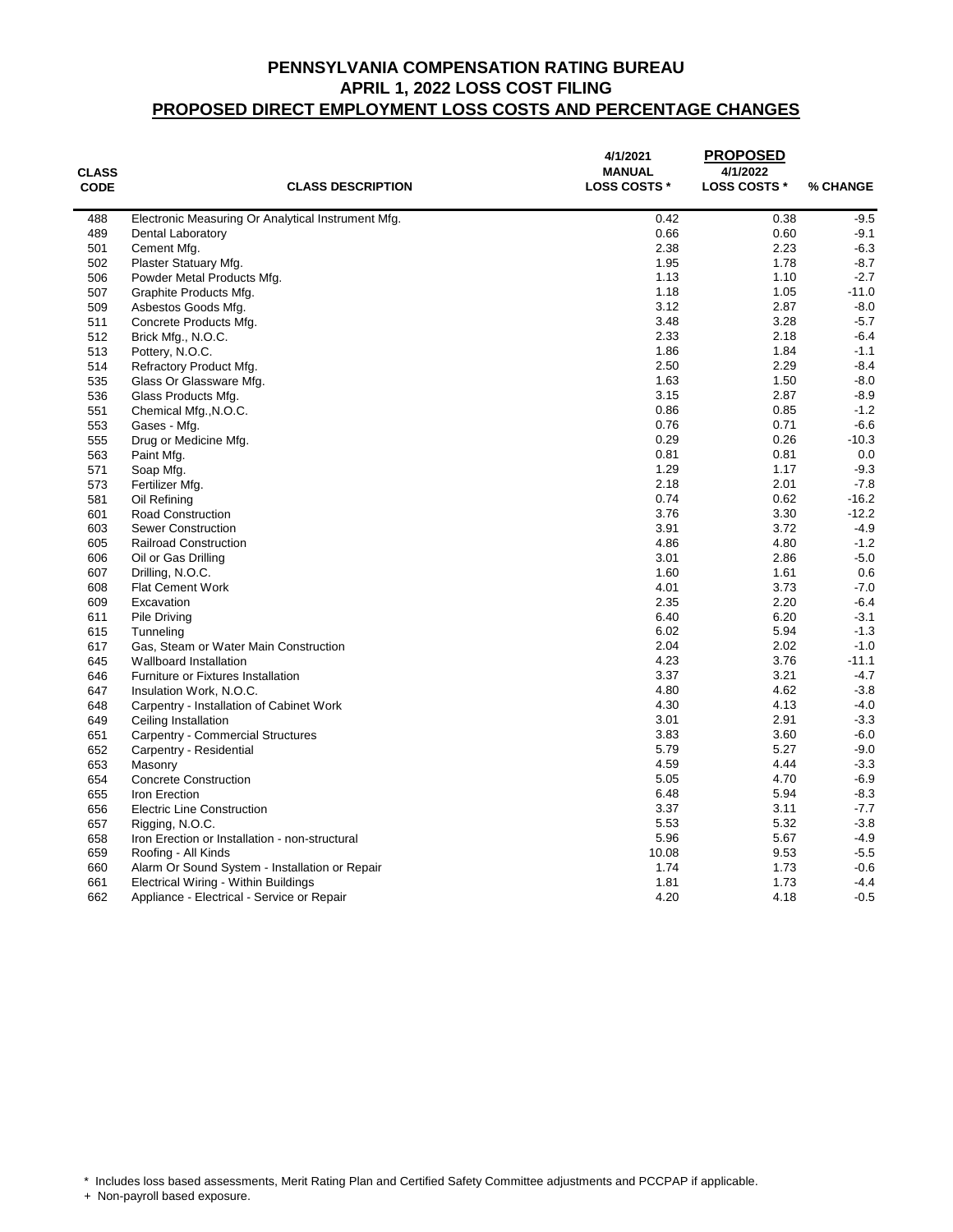# PENNSYLVANIA COMPENSATION RATING BUREAU
## APRIL 1, 2022 LOSS COST FILING
## PROPOSED DIRECT EMPLOYMENT LOSS COSTS AND PERCENTAGE CHANGES

| CLASS CODE | CLASS DESCRIPTION | 4/1/2021 MANUAL LOSS COSTS * | PROPOSED 4/1/2022 LOSS COSTS * | % CHANGE |
|---|---|---|---|---|
| 488 | Electronic Measuring Or Analytical Instrument Mfg. | 0.42 | 0.38 | -9.5 |
| 489 | Dental Laboratory | 0.66 | 0.60 | -9.1 |
| 501 | Cement Mfg. | 2.38 | 2.23 | -6.3 |
| 502 | Plaster Statuary Mfg. | 1.95 | 1.78 | -8.7 |
| 506 | Powder Metal Products Mfg. | 1.13 | 1.10 | -2.7 |
| 507 | Graphite Products Mfg. | 1.18 | 1.05 | -11.0 |
| 509 | Asbestos Goods Mfg. | 3.12 | 2.87 | -8.0 |
| 511 | Concrete Products Mfg. | 3.48 | 3.28 | -5.7 |
| 512 | Brick Mfg., N.O.C. | 2.33 | 2.18 | -6.4 |
| 513 | Pottery, N.O.C. | 1.86 | 1.84 | -1.1 |
| 514 | Refractory Product Mfg. | 2.50 | 2.29 | -8.4 |
| 535 | Glass Or Glassware Mfg. | 1.63 | 1.50 | -8.0 |
| 536 | Glass Products Mfg. | 3.15 | 2.87 | -8.9 |
| 551 | Chemical Mfg.,N.O.C. | 0.86 | 0.85 | -1.2 |
| 553 | Gases - Mfg. | 0.76 | 0.71 | -6.6 |
| 555 | Drug or Medicine Mfg. | 0.29 | 0.26 | -10.3 |
| 563 | Paint Mfg. | 0.81 | 0.81 | 0.0 |
| 571 | Soap Mfg. | 1.29 | 1.17 | -9.3 |
| 573 | Fertilizer Mfg. | 2.18 | 2.01 | -7.8 |
| 581 | Oil Refining | 0.74 | 0.62 | -16.2 |
| 601 | Road Construction | 3.76 | 3.30 | -12.2 |
| 603 | Sewer Construction | 3.91 | 3.72 | -4.9 |
| 605 | Railroad Construction | 4.86 | 4.80 | -1.2 |
| 606 | Oil or Gas Drilling | 3.01 | 2.86 | -5.0 |
| 607 | Drilling, N.O.C. | 1.60 | 1.61 | 0.6 |
| 608 | Flat Cement Work | 4.01 | 3.73 | -7.0 |
| 609 | Excavation | 2.35 | 2.20 | -6.4 |
| 611 | Pile Driving | 6.40 | 6.20 | -3.1 |
| 615 | Tunneling | 6.02 | 5.94 | -1.3 |
| 617 | Gas, Steam or Water Main Construction | 2.04 | 2.02 | -1.0 |
| 645 | Wallboard Installation | 4.23 | 3.76 | -11.1 |
| 646 | Furniture or Fixtures Installation | 3.37 | 3.21 | -4.7 |
| 647 | Insulation Work, N.O.C. | 4.80 | 4.62 | -3.8 |
| 648 | Carpentry - Installation of Cabinet Work | 4.30 | 4.13 | -4.0 |
| 649 | Ceiling Installation | 3.01 | 2.91 | -3.3 |
| 651 | Carpentry - Commercial Structures | 3.83 | 3.60 | -6.0 |
| 652 | Carpentry - Residential | 5.79 | 5.27 | -9.0 |
| 653 | Masonry | 4.59 | 4.44 | -3.3 |
| 654 | Concrete Construction | 5.05 | 4.70 | -6.9 |
| 655 | Iron Erection | 6.48 | 5.94 | -8.3 |
| 656 | Electric Line Construction | 3.37 | 3.11 | -7.7 |
| 657 | Rigging, N.O.C. | 5.53 | 5.32 | -3.8 |
| 658 | Iron Erection or Installation - non-structural | 5.96 | 5.67 | -4.9 |
| 659 | Roofing - All Kinds | 10.08 | 9.53 | -5.5 |
| 660 | Alarm Or Sound System - Installation or Repair | 1.74 | 1.73 | -0.6 |
| 661 | Electrical Wiring - Within Buildings | 1.81 | 1.73 | -4.4 |
| 662 | Appliance - Electrical - Service or Repair | 4.20 | 4.18 | -0.5 |

\* Includes loss based assessments, Merit Rating Plan and Certified Safety Committee adjustments and PCCPAP if applicable.

\+ Non-payroll based exposure.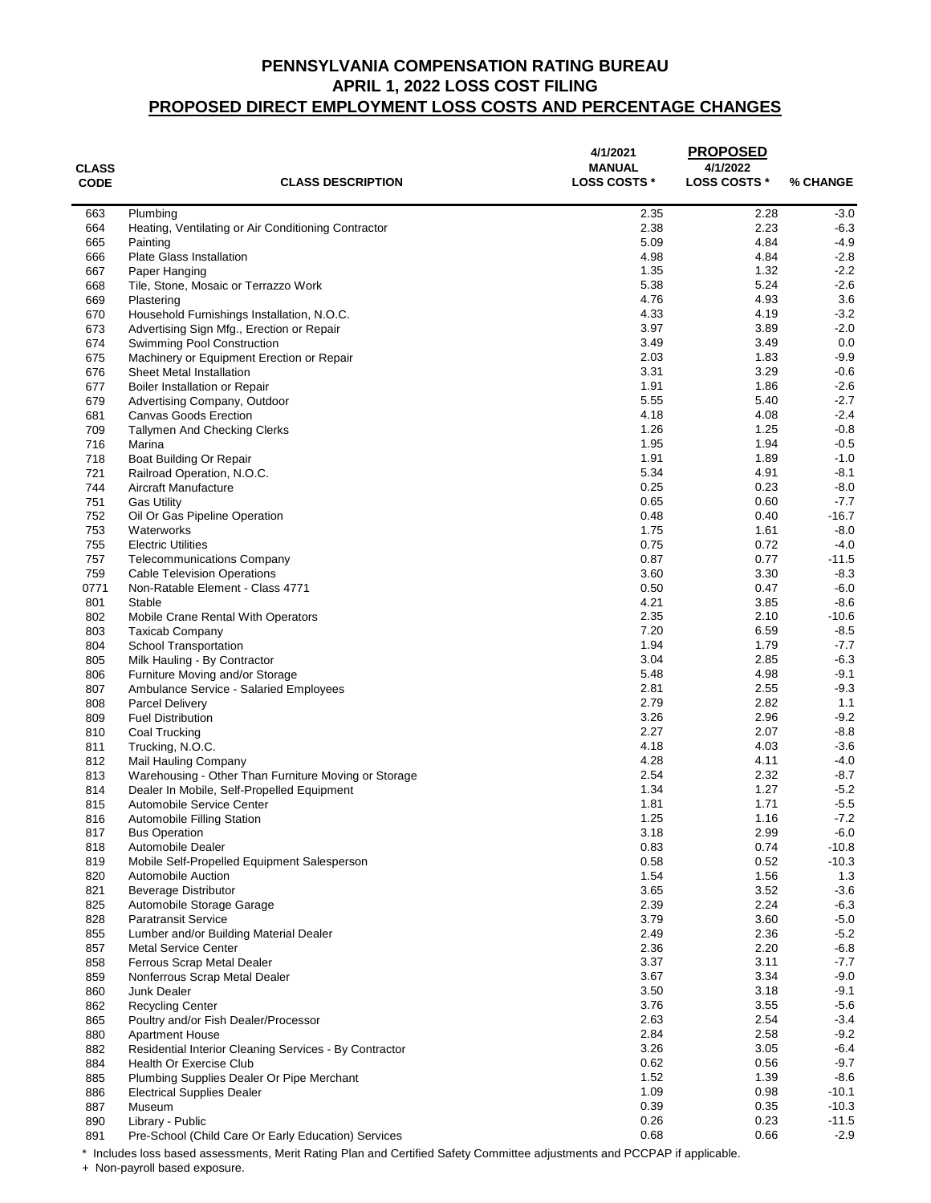# PENNSYLVANIA COMPENSATION RATING BUREAU
## APRIL 1, 2022 LOSS COST FILING
## PROPOSED DIRECT EMPLOYMENT LOSS COSTS AND PERCENTAGE CHANGES

| CLASS CODE | CLASS DESCRIPTION | 4/1/2021 MANUAL LOSS COSTS * | PROPOSED 4/1/2022 LOSS COSTS * | % CHANGE |
|---|---|---|---|---|
| 663 | Plumbing | 2.35 | 2.28 | -3.0 |
| 664 | Heating, Ventilating or Air Conditioning Contractor | 2.38 | 2.23 | -6.3 |
| 665 | Painting | 5.09 | 4.84 | -4.9 |
| 666 | Plate Glass Installation | 4.98 | 4.84 | -2.8 |
| 667 | Paper Hanging | 1.35 | 1.32 | -2.2 |
| 668 | Tile, Stone, Mosaic or Terrazzo Work | 5.38 | 5.24 | -2.6 |
| 669 | Plastering | 4.76 | 4.93 | 3.6 |
| 670 | Household Furnishings Installation, N.O.C. | 4.33 | 4.19 | -3.2 |
| 673 | Advertising Sign Mfg., Erection or Repair | 3.97 | 3.89 | -2.0 |
| 674 | Swimming Pool Construction | 3.49 | 3.49 | 0.0 |
| 675 | Machinery or Equipment Erection or Repair | 2.03 | 1.83 | -9.9 |
| 676 | Sheet Metal Installation | 3.31 | 3.29 | -0.6 |
| 677 | Boiler Installation or Repair | 1.91 | 1.86 | -2.6 |
| 679 | Advertising Company, Outdoor | 5.55 | 5.40 | -2.7 |
| 681 | Canvas Goods Erection | 4.18 | 4.08 | -2.4 |
| 709 | Tallymen And Checking Clerks | 1.26 | 1.25 | -0.8 |
| 716 | Marina | 1.95 | 1.94 | -0.5 |
| 718 | Boat Building Or Repair | 1.91 | 1.89 | -1.0 |
| 721 | Railroad Operation, N.O.C. | 5.34 | 4.91 | -8.1 |
| 744 | Aircraft Manufacture | 0.25 | 0.23 | -8.0 |
| 751 | Gas Utility | 0.65 | 0.60 | -7.7 |
| 752 | Oil Or Gas Pipeline Operation | 0.48 | 0.40 | -16.7 |
| 753 | Waterworks | 1.75 | 1.61 | -8.0 |
| 755 | Electric Utilities | 0.75 | 0.72 | -4.0 |
| 757 | Telecommunications Company | 0.87 | 0.77 | -11.5 |
| 759 | Cable Television Operations | 3.60 | 3.30 | -8.3 |
| 0771 | Non-Ratable Element - Class 4771 | 0.50 | 0.47 | -6.0 |
| 801 | Stable | 4.21 | 3.85 | -8.6 |
| 802 | Mobile Crane Rental With Operators | 2.35 | 2.10 | -10.6 |
| 803 | Taxicab Company | 7.20 | 6.59 | -8.5 |
| 804 | School Transportation | 1.94 | 1.79 | -7.7 |
| 805 | Milk Hauling - By Contractor | 3.04 | 2.85 | -6.3 |
| 806 | Furniture Moving and/or Storage | 5.48 | 4.98 | -9.1 |
| 807 | Ambulance Service - Salaried Employees | 2.81 | 2.55 | -9.3 |
| 808 | Parcel Delivery | 2.79 | 2.82 | 1.1 |
| 809 | Fuel Distribution | 3.26 | 2.96 | -9.2 |
| 810 | Coal Trucking | 2.27 | 2.07 | -8.8 |
| 811 | Trucking, N.O.C. | 4.18 | 4.03 | -3.6 |
| 812 | Mail Hauling Company | 4.28 | 4.11 | -4.0 |
| 813 | Warehousing - Other Than Furniture Moving or Storage | 2.54 | 2.32 | -8.7 |
| 814 | Dealer In Mobile, Self-Propelled Equipment | 1.34 | 1.27 | -5.2 |
| 815 | Automobile Service Center | 1.81 | 1.71 | -5.5 |
| 816 | Automobile Filling Station | 1.25 | 1.16 | -7.2 |
| 817 | Bus Operation | 3.18 | 2.99 | -6.0 |
| 818 | Automobile Dealer | 0.83 | 0.74 | -10.8 |
| 819 | Mobile Self-Propelled Equipment Salesperson | 0.58 | 0.52 | -10.3 |
| 820 | Automobile Auction | 1.54 | 1.56 | 1.3 |
| 821 | Beverage Distributor | 3.65 | 3.52 | -3.6 |
| 825 | Automobile Storage Garage | 2.39 | 2.24 | -6.3 |
| 828 | Paratransit Service | 3.79 | 3.60 | -5.0 |
| 855 | Lumber and/or Building Material Dealer | 2.49 | 2.36 | -5.2 |
| 857 | Metal Service Center | 2.36 | 2.20 | -6.8 |
| 858 | Ferrous Scrap Metal Dealer | 3.37 | 3.11 | -7.7 |
| 859 | Nonferrous Scrap Metal Dealer | 3.67 | 3.34 | -9.0 |
| 860 | Junk Dealer | 3.50 | 3.18 | -9.1 |
| 862 | Recycling Center | 3.76 | 3.55 | -5.6 |
| 865 | Poultry and/or Fish Dealer/Processor | 2.63 | 2.54 | -3.4 |
| 880 | Apartment House | 2.84 | 2.58 | -9.2 |
| 882 | Residential Interior Cleaning Services - By Contractor | 3.26 | 3.05 | -6.4 |
| 884 | Health Or Exercise Club | 0.62 | 0.56 | -9.7 |
| 885 | Plumbing Supplies Dealer Or Pipe Merchant | 1.52 | 1.39 | -8.6 |
| 886 | Electrical Supplies Dealer | 1.09 | 0.98 | -10.1 |
| 887 | Museum | 0.39 | 0.35 | -10.3 |
| 890 | Library - Public | 0.26 | 0.23 | -11.5 |
| 891 | Pre-School (Child Care Or Early Education) Services | 0.68 | 0.66 | -2.9 |

\* Includes loss based assessments, Merit Rating Plan and Certified Safety Committee adjustments and PCCPAP if applicable.

\+ Non-payroll based exposure.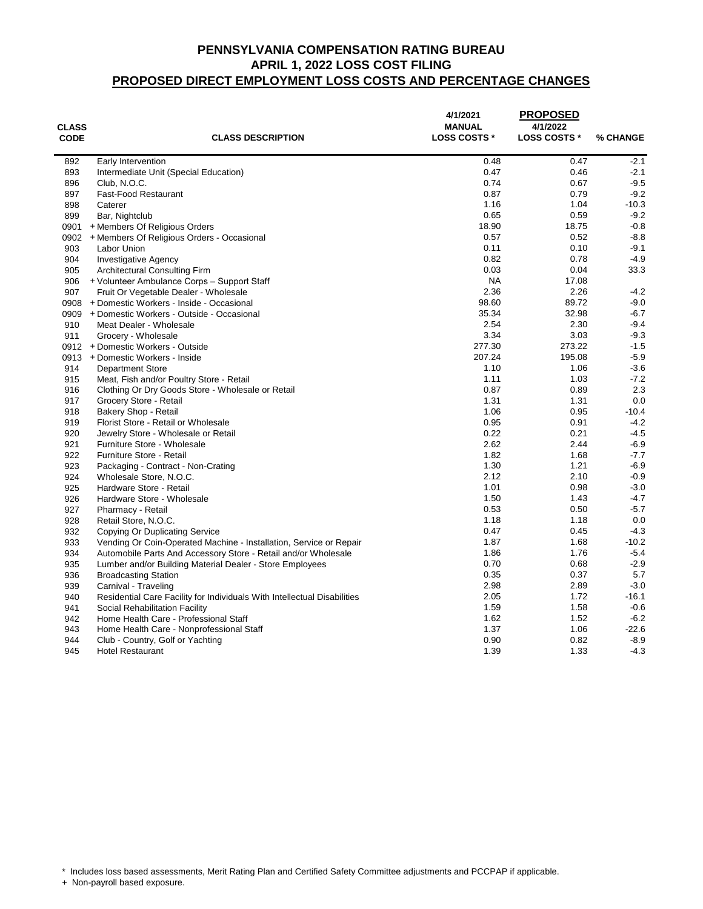# PENNSYLVANIA COMPENSATION RATING BUREAU
## APRIL 1, 2022 LOSS COST FILING
## PROPOSED DIRECT EMPLOYMENT LOSS COSTS AND PERCENTAGE CHANGES

| CLASS CODE | CLASS DESCRIPTION | 4/1/2021 MANUAL LOSS COSTS * | PROPOSED 4/1/2022 LOSS COSTS * | % CHANGE |
|---|---|---|---|---|
| 892 | Early Intervention | 0.48 | 0.47 | -2.1 |
| 893 | Intermediate Unit (Special Education) | 0.47 | 0.46 | -2.1 |
| 896 | Club, N.O.C. | 0.74 | 0.67 | -9.5 |
| 897 | Fast-Food Restaurant | 0.87 | 0.79 | -9.2 |
| 898 | Caterer | 1.16 | 1.04 | -10.3 |
| 899 | Bar, Nightclub | 0.65 | 0.59 | -9.2 |
| 0901 | + Members Of Religious Orders | 18.90 | 18.75 | -0.8 |
| 0902 | + Members Of Religious Orders - Occasional | 0.57 | 0.52 | -8.8 |
| 903 | Labor Union | 0.11 | 0.10 | -9.1 |
| 904 | Investigative Agency | 0.82 | 0.78 | -4.9 |
| 905 | Architectural Consulting Firm | 0.03 | 0.04 | 33.3 |
| 906 | + Volunteer Ambulance Corps – Support Staff | NA | 17.08 | |
| 907 | Fruit Or Vegetable Dealer - Wholesale | 2.36 | 2.26 | -4.2 |
| 0908 | + Domestic Workers - Inside - Occasional | 98.60 | 89.72 | -9.0 |
| 0909 | + Domestic Workers - Outside - Occasional | 35.34 | 32.98 | -6.7 |
| 910 | Meat Dealer - Wholesale | 2.54 | 2.30 | -9.4 |
| 911 | Grocery - Wholesale | 3.34 | 3.03 | -9.3 |
| 0912 | + Domestic Workers - Outside | 277.30 | 273.22 | -1.5 |
| 0913 | + Domestic Workers - Inside | 207.24 | 195.08 | -5.9 |
| 914 | Department Store | 1.10 | 1.06 | -3.6 |
| 915 | Meat, Fish and/or Poultry Store - Retail | 1.11 | 1.03 | -7.2 |
| 916 | Clothing Or Dry Goods Store - Wholesale or Retail | 0.87 | 0.89 | 2.3 |
| 917 | Grocery Store - Retail | 1.31 | 1.31 | 0.0 |
| 918 | Bakery Shop - Retail | 1.06 | 0.95 | -10.4 |
| 919 | Florist Store - Retail or Wholesale | 0.95 | 0.91 | -4.2 |
| 920 | Jewelry Store - Wholesale or Retail | 0.22 | 0.21 | -4.5 |
| 921 | Furniture Store - Wholesale | 2.62 | 2.44 | -6.9 |
| 922 | Furniture Store - Retail | 1.82 | 1.68 | -7.7 |
| 923 | Packaging - Contract - Non-Crating | 1.30 | 1.21 | -6.9 |
| 924 | Wholesale Store, N.O.C. | 2.12 | 2.10 | -0.9 |
| 925 | Hardware Store - Retail | 1.01 | 0.98 | -3.0 |
| 926 | Hardware Store - Wholesale | 1.50 | 1.43 | -4.7 |
| 927 | Pharmacy - Retail | 0.53 | 0.50 | -5.7 |
| 928 | Retail Store, N.O.C. | 1.18 | 1.18 | 0.0 |
| 932 | Copying Or Duplicating Service | 0.47 | 0.45 | -4.3 |
| 933 | Vending Or Coin-Operated Machine - Installation, Service or Repair | 1.87 | 1.68 | -10.2 |
| 934 | Automobile Parts And Accessory Store - Retail and/or Wholesale | 1.86 | 1.76 | -5.4 |
| 935 | Lumber and/or Building Material Dealer - Store Employees | 0.70 | 0.68 | -2.9 |
| 936 | Broadcasting Station | 0.35 | 0.37 | 5.7 |
| 939 | Carnival - Traveling | 2.98 | 2.89 | -3.0 |
| 940 | Residential Care Facility for Individuals With Intellectual Disabilities | 2.05 | 1.72 | -16.1 |
| 941 | Social Rehabilitation Facility | 1.59 | 1.58 | -0.6 |
| 942 | Home Health Care - Professional Staff | 1.62 | 1.52 | -6.2 |
| 943 | Home Health Care - Nonprofessional Staff | 1.37 | 1.06 | -22.6 |
| 944 | Club - Country, Golf or Yachting | 0.90 | 0.82 | -8.9 |
| 945 | Hotel Restaurant | 1.39 | 1.33 | -4.3 |

\* Includes loss based assessments, Merit Rating Plan and Certified Safety Committee adjustments and PCCPAP if applicable.

\+ Non-payroll based exposure.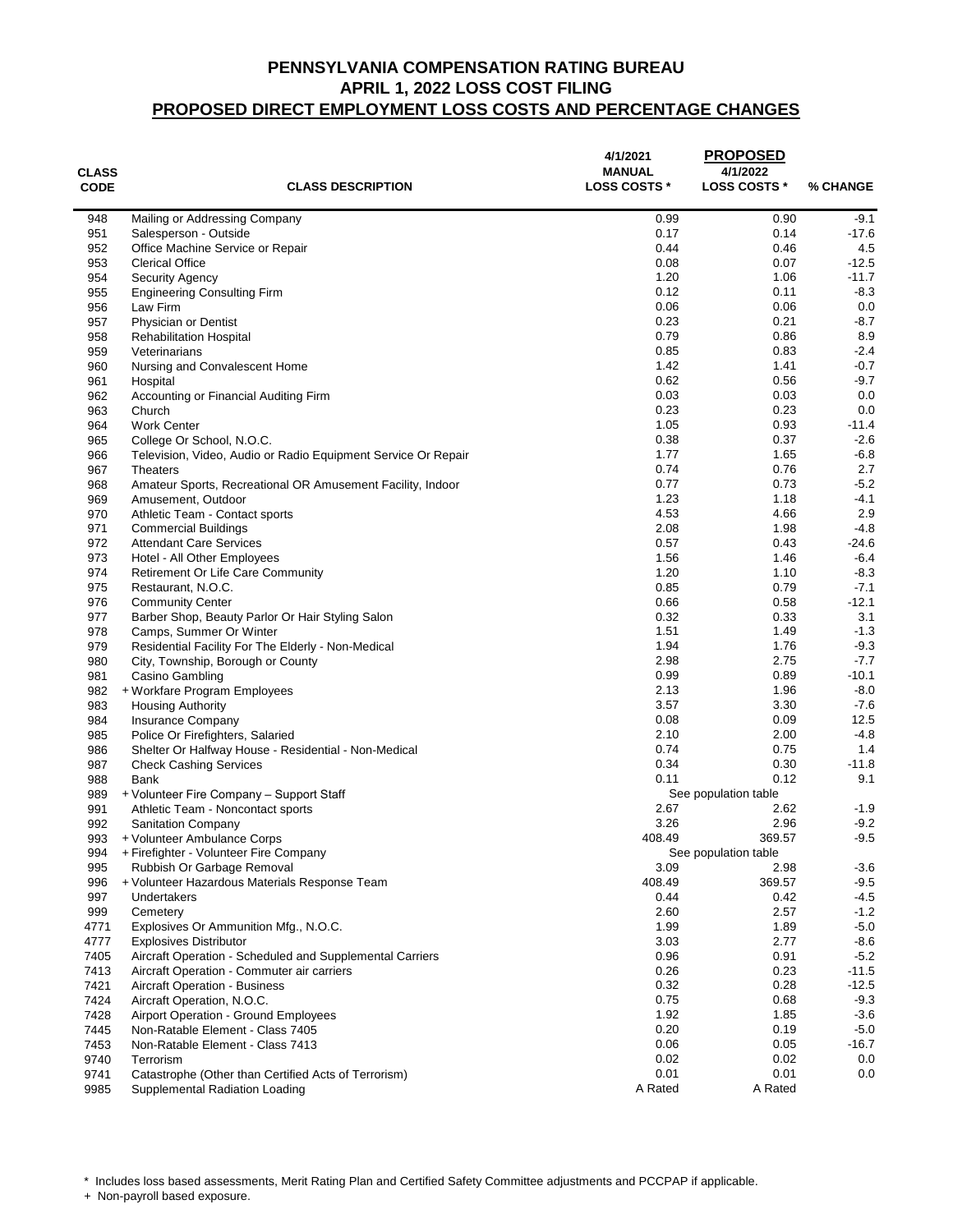# PENNSYLVANIA COMPENSATION RATING BUREAU
## APRIL 1, 2022 LOSS COST FILING
## PROPOSED DIRECT EMPLOYMENT LOSS COSTS AND PERCENTAGE CHANGES

| CLASS CODE | CLASS DESCRIPTION | 4/1/2021 MANUAL LOSS COSTS * | PROPOSED 4/1/2022 LOSS COSTS * | % CHANGE |
|---|---|---|---|---|
| 948 | Mailing or Addressing Company | 0.99 | 0.90 | -9.1 |
| 951 | Salesperson - Outside | 0.17 | 0.14 | -17.6 |
| 952 | Office Machine Service or Repair | 0.44 | 0.46 | 4.5 |
| 953 | Clerical Office | 0.08 | 0.07 | -12.5 |
| 954 | Security Agency | 1.20 | 1.06 | -11.7 |
| 955 | Engineering Consulting Firm | 0.12 | 0.11 | -8.3 |
| 956 | Law Firm | 0.06 | 0.06 | 0.0 |
| 957 | Physician or Dentist | 0.23 | 0.21 | -8.7 |
| 958 | Rehabilitation Hospital | 0.79 | 0.86 | 8.9 |
| 959 | Veterinarians | 0.85 | 0.83 | -2.4 |
| 960 | Nursing and Convalescent Home | 1.42 | 1.41 | -0.7 |
| 961 | Hospital | 0.62 | 0.56 | -9.7 |
| 962 | Accounting or Financial Auditing Firm | 0.03 | 0.03 | 0.0 |
| 963 | Church | 0.23 | 0.23 | 0.0 |
| 964 | Work Center | 1.05 | 0.93 | -11.4 |
| 965 | College Or School, N.O.C. | 0.38 | 0.37 | -2.6 |
| 966 | Television, Video, Audio or Radio Equipment Service Or Repair | 1.77 | 1.65 | -6.8 |
| 967 | Theaters | 0.74 | 0.76 | 2.7 |
| 968 | Amateur Sports, Recreational OR Amusement Facility, Indoor | 0.77 | 0.73 | -5.2 |
| 969 | Amusement, Outdoor | 1.23 | 1.18 | -4.1 |
| 970 | Athletic Team - Contact sports | 4.53 | 4.66 | 2.9 |
| 971 | Commercial Buildings | 2.08 | 1.98 | -4.8 |
| 972 | Attendant Care Services | 0.57 | 0.43 | -24.6 |
| 973 | Hotel - All Other Employees | 1.56 | 1.46 | -6.4 |
| 974 | Retirement Or Life Care Community | 1.20 | 1.10 | -8.3 |
| 975 | Restaurant, N.O.C. | 0.85 | 0.79 | -7.1 |
| 976 | Community Center | 0.66 | 0.58 | -12.1 |
| 977 | Barber Shop, Beauty Parlor Or Hair Styling Salon | 0.32 | 0.33 | 3.1 |
| 978 | Camps, Summer Or Winter | 1.51 | 1.49 | -1.3 |
| 979 | Residential Facility For The Elderly - Non-Medical | 1.94 | 1.76 | -9.3 |
| 980 | City, Township, Borough or County | 2.98 | 2.75 | -7.7 |
| 981 | Casino Gambling | 0.99 | 0.89 | -10.1 |
| 982 | + Workfare Program Employees | 2.13 | 1.96 | -8.0 |
| 983 | Housing Authority | 3.57 | 3.30 | -7.6 |
| 984 | Insurance Company | 0.08 | 0.09 | 12.5 |
| 985 | Police Or Firefighters, Salaried | 2.10 | 2.00 | -4.8 |
| 986 | Shelter Or Halfway House - Residential - Non-Medical | 0.74 | 0.75 | 1.4 |
| 987 | Check Cashing Services | 0.34 | 0.30 | -11.8 |
| 988 | Bank | 0.11 | 0.12 | 9.1 |
| 989 | + Volunteer Fire Company – Support Staff | See population table | | |
| 991 | Athletic Team - Noncontact sports | 2.67 | 2.62 | -1.9 |
| 992 | Sanitation Company | 3.26 | 2.96 | -9.2 |
| 993 | + Volunteer Ambulance Corps | 408.49 | 369.57 | -9.5 |
| 994 | + Firefighter - Volunteer Fire Company | See population table | | |
| 995 | Rubbish Or Garbage Removal | 3.09 | 2.98 | -3.6 |
| 996 | + Volunteer Hazardous Materials Response Team | 408.49 | 369.57 | -9.5 |
| 997 | Undertakers | 0.44 | 0.42 | -4.5 |
| 999 | Cemetery | 2.60 | 2.57 | -1.2 |
| 4771 | Explosives Or Ammunition Mfg., N.O.C. | 1.99 | 1.89 | -5.0 |
| 4777 | Explosives Distributor | 3.03 | 2.77 | -8.6 |
| 7405 | Aircraft Operation - Scheduled and Supplemental Carriers | 0.96 | 0.91 | -5.2 |
| 7413 | Aircraft Operation - Commuter air carriers | 0.26 | 0.23 | -11.5 |
| 7421 | Aircraft Operation - Business | 0.32 | 0.28 | -12.5 |
| 7424 | Aircraft Operation, N.O.C. | 0.75 | 0.68 | -9.3 |
| 7428 | Airport Operation - Ground Employees | 1.92 | 1.85 | -3.6 |
| 7445 | Non-Ratable Element - Class 7405 | 0.20 | 0.19 | -5.0 |
| 7453 | Non-Ratable Element - Class 7413 | 0.06 | 0.05 | -16.7 |
| 9740 | Terrorism | 0.02 | 0.02 | 0.0 |
| 9741 | Catastrophe (Other than Certified Acts of Terrorism) | 0.01 | 0.01 | 0.0 |
| 9985 | Supplemental Radiation Loading | A Rated | A Rated | |

* Includes loss based assessments, Merit Rating Plan and Certified Safety Committee adjustments and PCCPAP if applicable.

+ Non-payroll based exposure.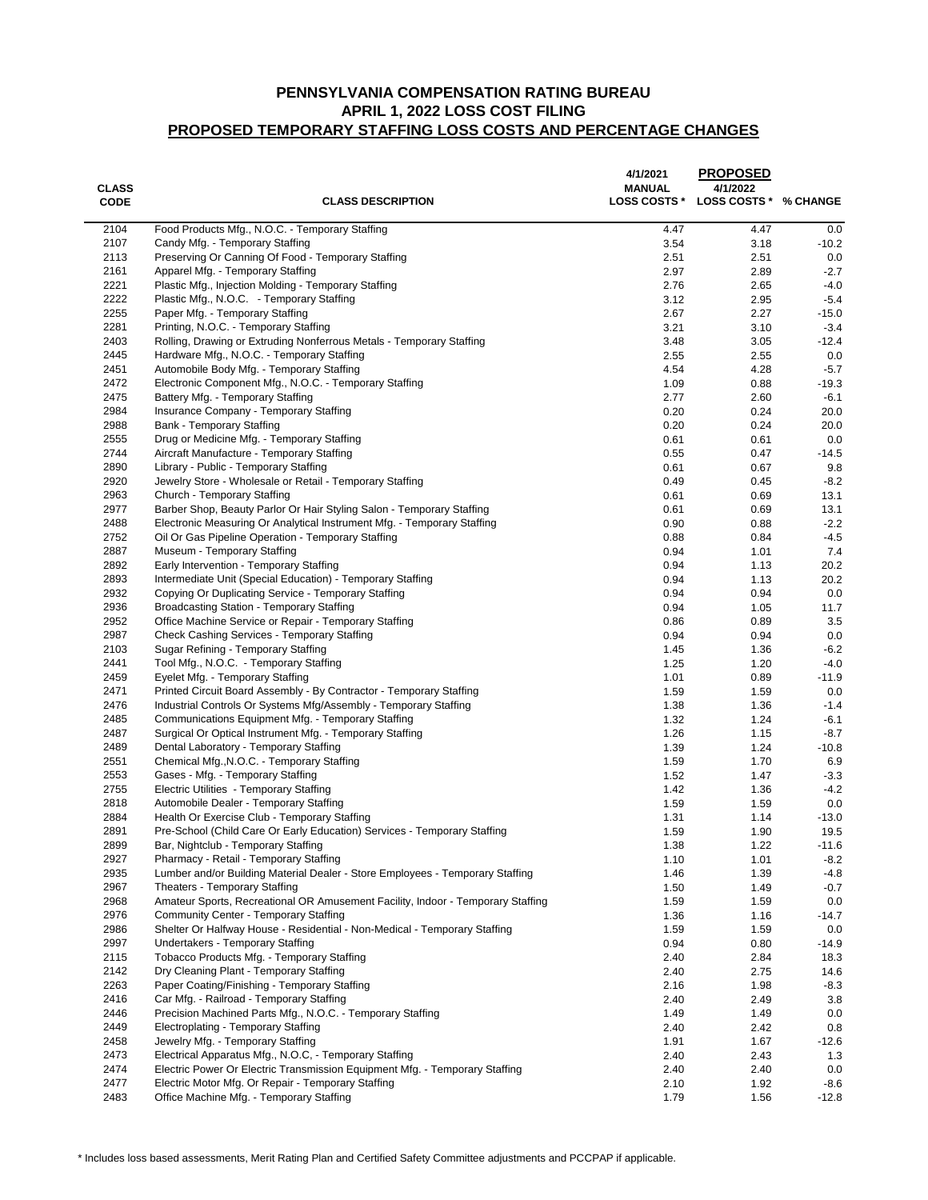# PENNSYLVANIA COMPENSATION RATING BUREAU
## APRIL 1, 2022 LOSS COST FILING
## PROPOSED TEMPORARY STAFFING LOSS COSTS AND PERCENTAGE CHANGES

| CLASS CODE | CLASS DESCRIPTION | 4/1/2021 MANUAL LOSS COSTS * | PROPOSED 4/1/2022 LOSS COSTS * | % CHANGE |
|---|---|---|---|---|
| 2104 | Food Products Mfg., N.O.C. - Temporary Staffing | 4.47 | 4.47 | 0.0 |
| 2107 | Candy Mfg. - Temporary Staffing | 3.54 | 3.18 | -10.2 |
| 2113 | Preserving Or Canning Of Food - Temporary Staffing | 2.51 | 2.51 | 0.0 |
| 2161 | Apparel Mfg. - Temporary Staffing | 2.97 | 2.89 | -2.7 |
| 2221 | Plastic Mfg., Injection Molding - Temporary Staffing | 2.76 | 2.65 | -4.0 |
| 2222 | Plastic Mfg., N.O.C. - Temporary Staffing | 3.12 | 2.95 | -5.4 |
| 2255 | Paper Mfg. - Temporary Staffing | 2.67 | 2.27 | -15.0 |
| 2281 | Printing, N.O.C. - Temporary Staffing | 3.21 | 3.10 | -3.4 |
| 2403 | Rolling, Drawing or Extruding Nonferrous Metals - Temporary Staffing | 3.48 | 3.05 | -12.4 |
| 2445 | Hardware Mfg., N.O.C. - Temporary Staffing | 2.55 | 2.55 | 0.0 |
| 2451 | Automobile Body Mfg. - Temporary Staffing | 4.54 | 4.28 | -5.7 |
| 2472 | Electronic Component Mfg., N.O.C. - Temporary Staffing | 1.09 | 0.88 | -19.3 |
| 2475 | Battery Mfg. - Temporary Staffing | 2.77 | 2.60 | -6.1 |
| 2984 | Insurance Company - Temporary Staffing | 0.20 | 0.24 | 20.0 |
| 2988 | Bank - Temporary Staffing | 0.20 | 0.24 | 20.0 |
| 2555 | Drug or Medicine Mfg. - Temporary Staffing | 0.61 | 0.61 | 0.0 |
| 2744 | Aircraft Manufacture - Temporary Staffing | 0.55 | 0.47 | -14.5 |
| 2890 | Library - Public - Temporary Staffing | 0.61 | 0.67 | 9.8 |
| 2920 | Jewelry Store - Wholesale or Retail - Temporary Staffing | 0.49 | 0.45 | -8.2 |
| 2963 | Church - Temporary Staffing | 0.61 | 0.69 | 13.1 |
| 2977 | Barber Shop, Beauty Parlor Or Hair Styling Salon - Temporary Staffing | 0.61 | 0.69 | 13.1 |
| 2488 | Electronic Measuring Or Analytical Instrument Mfg. - Temporary Staffing | 0.90 | 0.88 | -2.2 |
| 2752 | Oil Or Gas Pipeline Operation - Temporary Staffing | 0.88 | 0.84 | -4.5 |
| 2887 | Museum - Temporary Staffing | 0.94 | 1.01 | 7.4 |
| 2892 | Early Intervention - Temporary Staffing | 0.94 | 1.13 | 20.2 |
| 2893 | Intermediate Unit (Special Education) - Temporary Staffing | 0.94 | 1.13 | 20.2 |
| 2932 | Copying Or Duplicating Service - Temporary Staffing | 0.94 | 0.94 | 0.0 |
| 2936 | Broadcasting Station - Temporary Staffing | 0.94 | 1.05 | 11.7 |
| 2952 | Office Machine Service or Repair - Temporary Staffing | 0.86 | 0.89 | 3.5 |
| 2987 | Check Cashing Services - Temporary Staffing | 0.94 | 0.94 | 0.0 |
| 2103 | Sugar Refining - Temporary Staffing | 1.45 | 1.36 | -6.2 |
| 2441 | Tool Mfg., N.O.C. - Temporary Staffing | 1.25 | 1.20 | -4.0 |
| 2459 | Eyelet Mfg. - Temporary Staffing | 1.01 | 0.89 | -11.9 |
| 2471 | Printed Circuit Board Assembly - By Contractor - Temporary Staffing | 1.59 | 1.59 | 0.0 |
| 2476 | Industrial Controls Or Systems Mfg/Assembly - Temporary Staffing | 1.38 | 1.36 | -1.4 |
| 2485 | Communications Equipment Mfg. - Temporary Staffing | 1.32 | 1.24 | -6.1 |
| 2487 | Surgical Or Optical Instrument Mfg. - Temporary Staffing | 1.26 | 1.15 | -8.7 |
| 2489 | Dental Laboratory - Temporary Staffing | 1.39 | 1.24 | -10.8 |
| 2551 | Chemical Mfg.,N.O.C. - Temporary Staffing | 1.59 | 1.70 | 6.9 |
| 2553 | Gases - Mfg. - Temporary Staffing | 1.52 | 1.47 | -3.3 |
| 2755 | Electric Utilities - Temporary Staffing | 1.42 | 1.36 | -4.2 |
| 2818 | Automobile Dealer - Temporary Staffing | 1.59 | 1.59 | 0.0 |
| 2884 | Health Or Exercise Club - Temporary Staffing | 1.31 | 1.14 | -13.0 |
| 2891 | Pre-School (Child Care Or Early Education) Services - Temporary Staffing | 1.59 | 1.90 | 19.5 |
| 2899 | Bar, Nightclub - Temporary Staffing | 1.38 | 1.22 | -11.6 |
| 2927 | Pharmacy - Retail - Temporary Staffing | 1.10 | 1.01 | -8.2 |
| 2935 | Lumber and/or Building Material Dealer - Store Employees - Temporary Staffing | 1.46 | 1.39 | -4.8 |
| 2967 | Theaters - Temporary Staffing | 1.50 | 1.49 | -0.7 |
| 2968 | Amateur Sports, Recreational OR Amusement Facility, Indoor - Temporary Staffing | 1.59 | 1.59 | 0.0 |
| 2976 | Community Center - Temporary Staffing | 1.36 | 1.16 | -14.7 |
| 2986 | Shelter Or Halfway House - Residential - Non-Medical - Temporary Staffing | 1.59 | 1.59 | 0.0 |
| 2997 | Undertakers - Temporary Staffing | 0.94 | 0.80 | -14.9 |
| 2115 | Tobacco Products Mfg. - Temporary Staffing | 2.40 | 2.84 | 18.3 |
| 2142 | Dry Cleaning Plant - Temporary Staffing | 2.40 | 2.75 | 14.6 |
| 2263 | Paper Coating/Finishing - Temporary Staffing | 2.16 | 1.98 | -8.3 |
| 2416 | Car Mfg. - Railroad - Temporary Staffing | 2.40 | 2.49 | 3.8 |
| 2446 | Precision Machined Parts Mfg., N.O.C. - Temporary Staffing | 1.49 | 1.49 | 0.0 |
| 2449 | Electroplating - Temporary Staffing | 2.40 | 2.42 | 0.8 |
| 2458 | Jewelry Mfg. - Temporary Staffing | 1.91 | 1.67 | -12.6 |
| 2473 | Electrical Apparatus Mfg., N.O.C, - Temporary Staffing | 2.40 | 2.43 | 1.3 |
| 2474 | Electric Power Or Electric Transmission Equipment Mfg. - Temporary Staffing | 2.40 | 2.40 | 0.0 |
| 2477 | Electric Motor Mfg. Or Repair - Temporary Staffing | 2.10 | 1.92 | -8.6 |
| 2483 | Office Machine Mfg. - Temporary Staffing | 1.79 | 1.56 | -12.8 |

\* Includes loss based assessments, Merit Rating Plan and Certified Safety Committee adjustments and PCCPAP if applicable.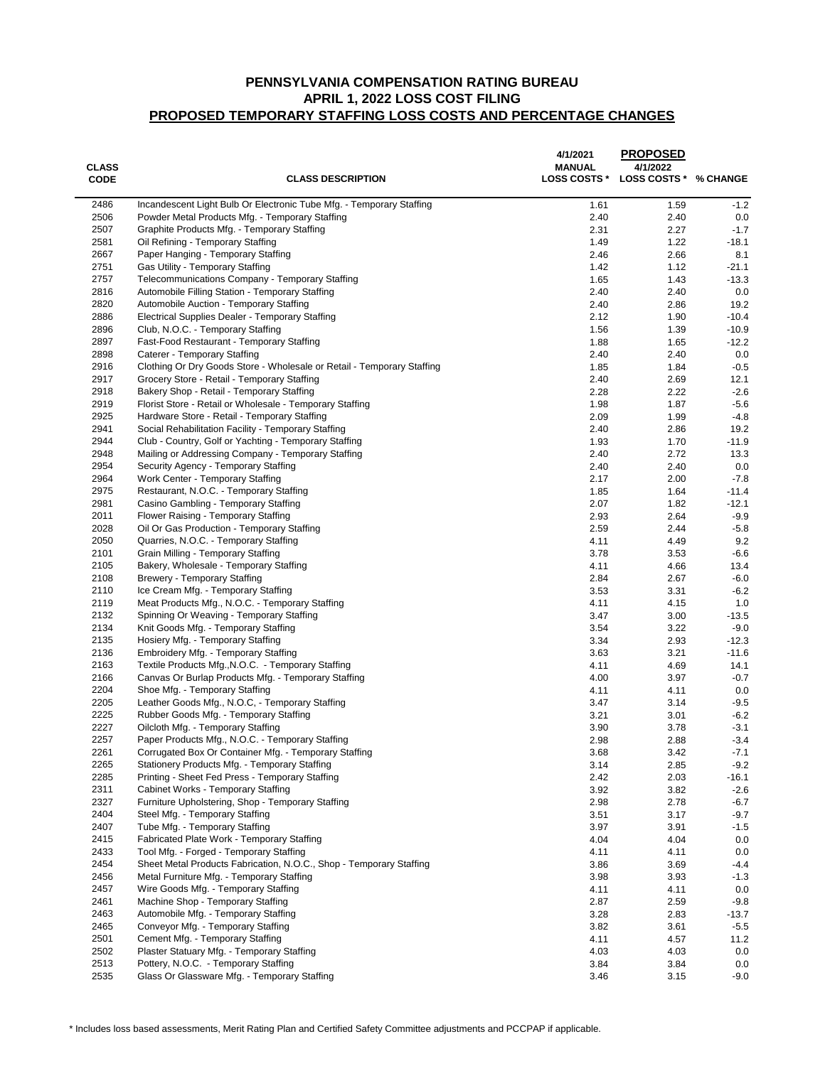# PENNSYLVANIA COMPENSATION RATING BUREAU
## APRIL 1, 2022 LOSS COST FILING
## PROPOSED TEMPORARY STAFFING LOSS COSTS AND PERCENTAGE CHANGES

| CLASS CODE | CLASS DESCRIPTION | 4/1/2021 MANUAL LOSS COSTS * | PROPOSED 4/1/2022 LOSS COSTS * | % CHANGE |
|---|---|---|---|---|
| 2486 | Incandescent Light Bulb Or Electronic Tube Mfg. - Temporary Staffing | 1.61 | 1.59 | -1.2 |
| 2506 | Powder Metal Products Mfg. - Temporary Staffing | 2.40 | 2.40 | 0.0 |
| 2507 | Graphite Products Mfg. - Temporary Staffing | 2.31 | 2.27 | -1.7 |
| 2581 | Oil Refining - Temporary Staffing | 1.49 | 1.22 | -18.1 |
| 2667 | Paper Hanging - Temporary Staffing | 2.46 | 2.66 | 8.1 |
| 2751 | Gas Utility - Temporary Staffing | 1.42 | 1.12 | -21.1 |
| 2757 | Telecommunications Company - Temporary Staffing | 1.65 | 1.43 | -13.3 |
| 2816 | Automobile Filling Station - Temporary Staffing | 2.40 | 2.40 | 0.0 |
| 2820 | Automobile Auction - Temporary Staffing | 2.40 | 2.86 | 19.2 |
| 2886 | Electrical Supplies Dealer - Temporary Staffing | 2.12 | 1.90 | -10.4 |
| 2896 | Club, N.O.C. - Temporary Staffing | 1.56 | 1.39 | -10.9 |
| 2897 | Fast-Food Restaurant - Temporary Staffing | 1.88 | 1.65 | -12.2 |
| 2898 | Caterer - Temporary Staffing | 2.40 | 2.40 | 0.0 |
| 2916 | Clothing Or Dry Goods Store - Wholesale or Retail - Temporary Staffing | 1.85 | 1.84 | -0.5 |
| 2917 | Grocery Store - Retail - Temporary Staffing | 2.40 | 2.69 | 12.1 |
| 2918 | Bakery Shop - Retail - Temporary Staffing | 2.28 | 2.22 | -2.6 |
| 2919 | Florist Store - Retail or Wholesale - Temporary Staffing | 1.98 | 1.87 | -5.6 |
| 2925 | Hardware Store - Retail - Temporary Staffing | 2.09 | 1.99 | -4.8 |
| 2941 | Social Rehabilitation Facility - Temporary Staffing | 2.40 | 2.86 | 19.2 |
| 2944 | Club - Country, Golf or Yachting - Temporary Staffing | 1.93 | 1.70 | -11.9 |
| 2948 | Mailing or Addressing Company - Temporary Staffing | 2.40 | 2.72 | 13.3 |
| 2954 | Security Agency - Temporary Staffing | 2.40 | 2.40 | 0.0 |
| 2964 | Work Center - Temporary Staffing | 2.17 | 2.00 | -7.8 |
| 2975 | Restaurant, N.O.C. - Temporary Staffing | 1.85 | 1.64 | -11.4 |
| 2981 | Casino Gambling - Temporary Staffing | 2.07 | 1.82 | -12.1 |
| 2011 | Flower Raising - Temporary Staffing | 2.93 | 2.64 | -9.9 |
| 2028 | Oil Or Gas Production - Temporary Staffing | 2.59 | 2.44 | -5.8 |
| 2050 | Quarries, N.O.C. - Temporary Staffing | 4.11 | 4.49 | 9.2 |
| 2101 | Grain Milling - Temporary Staffing | 3.78 | 3.53 | -6.6 |
| 2105 | Bakery, Wholesale - Temporary Staffing | 4.11 | 4.66 | 13.4 |
| 2108 | Brewery - Temporary Staffing | 2.84 | 2.67 | -6.0 |
| 2110 | Ice Cream Mfg. - Temporary Staffing | 3.53 | 3.31 | -6.2 |
| 2119 | Meat Products Mfg., N.O.C. - Temporary Staffing | 4.11 | 4.15 | 1.0 |
| 2132 | Spinning Or Weaving - Temporary Staffing | 3.47 | 3.00 | -13.5 |
| 2134 | Knit Goods Mfg. - Temporary Staffing | 3.54 | 3.22 | -9.0 |
| 2135 | Hosiery Mfg. - Temporary Staffing | 3.34 | 2.93 | -12.3 |
| 2136 | Embroidery Mfg. - Temporary Staffing | 3.63 | 3.21 | -11.6 |
| 2163 | Textile Products Mfg.,N.O.C. - Temporary Staffing | 4.11 | 4.69 | 14.1 |
| 2166 | Canvas Or Burlap Products Mfg. - Temporary Staffing | 4.00 | 3.97 | -0.7 |
| 2204 | Shoe Mfg. - Temporary Staffing | 4.11 | 4.11 | 0.0 |
| 2205 | Leather Goods Mfg., N.O.C, - Temporary Staffing | 3.47 | 3.14 | -9.5 |
| 2225 | Rubber Goods Mfg. - Temporary Staffing | 3.21 | 3.01 | -6.2 |
| 2227 | Oilcloth Mfg. - Temporary Staffing | 3.90 | 3.78 | -3.1 |
| 2257 | Paper Products Mfg., N.O.C. - Temporary Staffing | 2.98 | 2.88 | -3.4 |
| 2261 | Corrugated Box Or Container Mfg. - Temporary Staffing | 3.68 | 3.42 | -7.1 |
| 2265 | Stationery Products Mfg. - Temporary Staffing | 3.14 | 2.85 | -9.2 |
| 2285 | Printing - Sheet Fed Press - Temporary Staffing | 2.42 | 2.03 | -16.1 |
| 2311 | Cabinet Works - Temporary Staffing | 3.92 | 3.82 | -2.6 |
| 2327 | Furniture Upholstering, Shop - Temporary Staffing | 2.98 | 2.78 | -6.7 |
| 2404 | Steel Mfg. - Temporary Staffing | 3.51 | 3.17 | -9.7 |
| 2407 | Tube Mfg. - Temporary Staffing | 3.97 | 3.91 | -1.5 |
| 2415 | Fabricated Plate Work - Temporary Staffing | 4.04 | 4.04 | 0.0 |
| 2433 | Tool Mfg. - Forged - Temporary Staffing | 4.11 | 4.11 | 0.0 |
| 2454 | Sheet Metal Products Fabrication, N.O.C., Shop - Temporary Staffing | 3.86 | 3.69 | -4.4 |
| 2456 | Metal Furniture Mfg. - Temporary Staffing | 3.98 | 3.93 | -1.3 |
| 2457 | Wire Goods Mfg. - Temporary Staffing | 4.11 | 4.11 | 0.0 |
| 2461 | Machine Shop - Temporary Staffing | 2.87 | 2.59 | -9.8 |
| 2463 | Automobile Mfg. - Temporary Staffing | 3.28 | 2.83 | -13.7 |
| 2465 | Conveyor Mfg. - Temporary Staffing | 3.82 | 3.61 | -5.5 |
| 2501 | Cement Mfg. - Temporary Staffing | 4.11 | 4.57 | 11.2 |
| 2502 | Plaster Statuary Mfg. - Temporary Staffing | 4.03 | 4.03 | 0.0 |
| 2513 | Pottery, N.O.C. - Temporary Staffing | 3.84 | 3.84 | 0.0 |
| 2535 | Glass Or Glassware Mfg. - Temporary Staffing | 3.46 | 3.15 | -9.0 |

\* Includes loss based assessments, Merit Rating Plan and Certified Safety Committee adjustments and PCCPAP if applicable.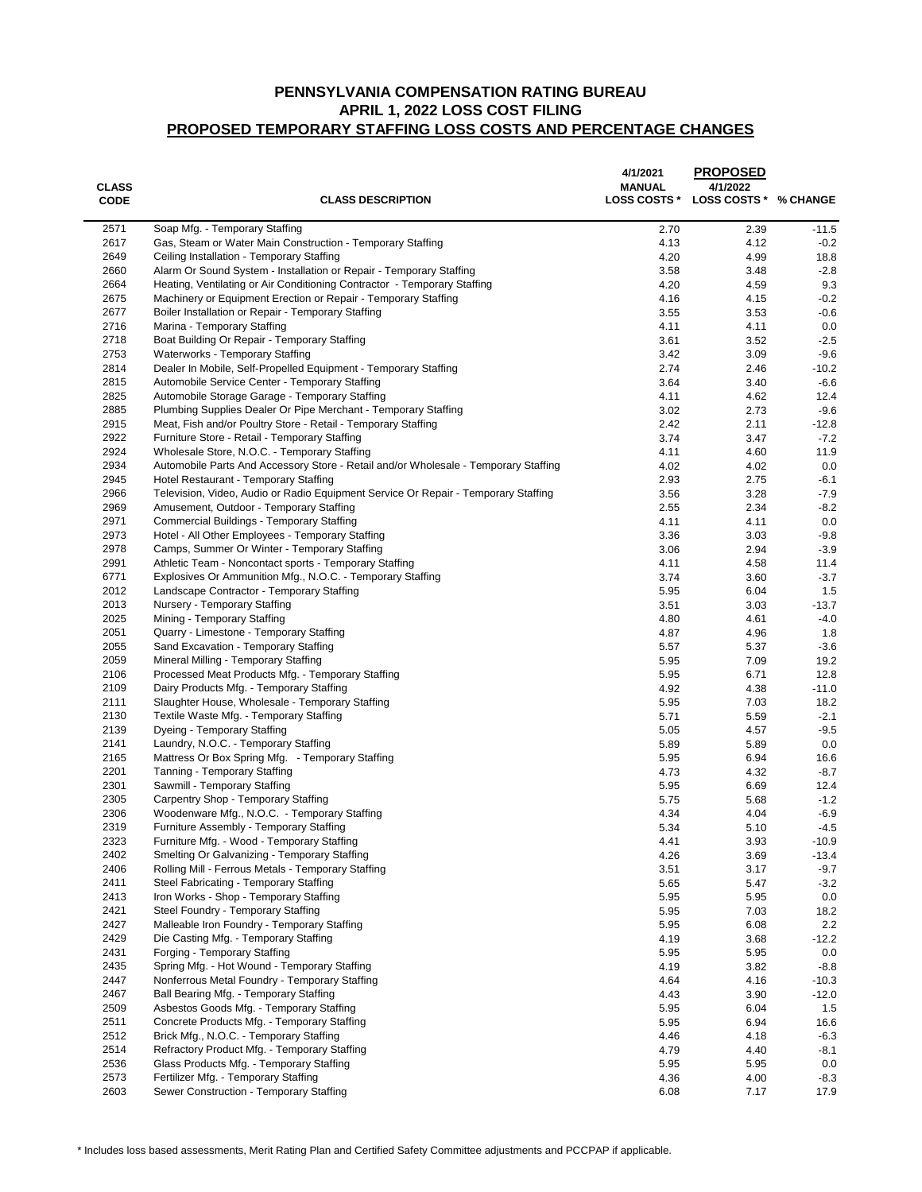# PENNSYLVANIA COMPENSATION RATING BUREAU
## APRIL 1, 2022 LOSS COST FILING
## PROPOSED TEMPORARY STAFFING LOSS COSTS AND PERCENTAGE CHANGES

| CLASS CODE | CLASS DESCRIPTION | 4/1/2021 MANUAL LOSS COSTS * | PROPOSED 4/1/2022 LOSS COSTS * | % CHANGE |
|---|---|---|---|---|
| 2571 | Soap Mfg. - Temporary Staffing | 2.70 | 2.39 | -11.5 |
| 2617 | Gas, Steam or Water Main Construction - Temporary Staffing | 4.13 | 4.12 | -0.2 |
| 2649 | Ceiling Installation - Temporary Staffing | 4.20 | 4.99 | 18.8 |
| 2660 | Alarm Or Sound System - Installation or Repair - Temporary Staffing | 3.58 | 3.48 | -2.8 |
| 2664 | Heating, Ventilating or Air Conditioning Contractor - Temporary Staffing | 4.20 | 4.59 | 9.3 |
| 2675 | Machinery or Equipment Erection or Repair - Temporary Staffing | 4.16 | 4.15 | -0.2 |
| 2677 | Boiler Installation or Repair - Temporary Staffing | 3.55 | 3.53 | -0.6 |
| 2716 | Marina - Temporary Staffing | 4.11 | 4.11 | 0.0 |
| 2718 | Boat Building Or Repair - Temporary Staffing | 3.61 | 3.52 | -2.5 |
| 2753 | Waterworks - Temporary Staffing | 3.42 | 3.09 | -9.6 |
| 2814 | Dealer In Mobile, Self-Propelled Equipment - Temporary Staffing | 2.74 | 2.46 | -10.2 |
| 2815 | Automobile Service Center - Temporary Staffing | 3.64 | 3.40 | -6.6 |
| 2825 | Automobile Storage Garage - Temporary Staffing | 4.11 | 4.62 | 12.4 |
| 2885 | Plumbing Supplies Dealer Or Pipe Merchant - Temporary Staffing | 3.02 | 2.73 | -9.6 |
| 2915 | Meat, Fish and/or Poultry Store - Retail - Temporary Staffing | 2.42 | 2.11 | -12.8 |
| 2922 | Furniture Store - Retail - Temporary Staffing | 3.74 | 3.47 | -7.2 |
| 2924 | Wholesale Store, N.O.C. - Temporary Staffing | 4.11 | 4.60 | 11.9 |
| 2934 | Automobile Parts And Accessory Store - Retail and/or Wholesale - Temporary Staffing | 4.02 | 4.02 | 0.0 |
| 2945 | Hotel Restaurant - Temporary Staffing | 2.93 | 2.75 | -6.1 |
| 2966 | Television, Video, Audio or Radio Equipment Service Or Repair - Temporary Staffing | 3.56 | 3.28 | -7.9 |
| 2969 | Amusement, Outdoor - Temporary Staffing | 2.55 | 2.34 | -8.2 |
| 2971 | Commercial Buildings - Temporary Staffing | 4.11 | 4.11 | 0.0 |
| 2973 | Hotel - All Other Employees - Temporary Staffing | 3.36 | 3.03 | -9.8 |
| 2978 | Camps, Summer Or Winter - Temporary Staffing | 3.06 | 2.94 | -3.9 |
| 2991 | Athletic Team - Noncontact sports - Temporary Staffing | 4.11 | 4.58 | 11.4 |
| 6771 | Explosives Or Ammunition Mfg., N.O.C. - Temporary Staffing | 3.74 | 3.60 | -3.7 |
| 2012 | Landscape Contractor - Temporary Staffing | 5.95 | 6.04 | 1.5 |
| 2013 | Nursery - Temporary Staffing | 3.51 | 3.03 | -13.7 |
| 2025 | Mining - Temporary Staffing | 4.80 | 4.61 | -4.0 |
| 2051 | Quarry - Limestone - Temporary Staffing | 4.87 | 4.96 | 1.8 |
| 2055 | Sand Excavation - Temporary Staffing | 5.57 | 5.37 | -3.6 |
| 2059 | Mineral Milling - Temporary Staffing | 5.95 | 7.09 | 19.2 |
| 2106 | Processed Meat Products Mfg. - Temporary Staffing | 5.95 | 6.71 | 12.8 |
| 2109 | Dairy Products Mfg. - Temporary Staffing | 4.92 | 4.38 | -11.0 |
| 2111 | Slaughter House, Wholesale - Temporary Staffing | 5.95 | 7.03 | 18.2 |
| 2130 | Textile Waste Mfg. - Temporary Staffing | 5.71 | 5.59 | -2.1 |
| 2139 | Dyeing - Temporary Staffing | 5.05 | 4.57 | -9.5 |
| 2141 | Laundry, N.O.C. - Temporary Staffing | 5.89 | 5.89 | 0.0 |
| 2165 | Mattress Or Box Spring Mfg. - Temporary Staffing | 5.95 | 6.94 | 16.6 |
| 2201 | Tanning - Temporary Staffing | 4.73 | 4.32 | -8.7 |
| 2301 | Sawmill - Temporary Staffing | 5.95 | 6.69 | 12.4 |
| 2305 | Carpentry Shop - Temporary Staffing | 5.75 | 5.68 | -1.2 |
| 2306 | Woodenware Mfg., N.O.C. - Temporary Staffing | 4.34 | 4.04 | -6.9 |
| 2319 | Furniture Assembly - Temporary Staffing | 5.34 | 5.10 | -4.5 |
| 2323 | Furniture Mfg. - Wood - Temporary Staffing | 4.41 | 3.93 | -10.9 |
| 2402 | Smelting Or Galvanizing - Temporary Staffing | 4.26 | 3.69 | -13.4 |
| 2406 | Rolling Mill - Ferrous Metals - Temporary Staffing | 3.51 | 3.17 | -9.7 |
| 2411 | Steel Fabricating - Temporary Staffing | 5.65 | 5.47 | -3.2 |
| 2413 | Iron Works - Shop - Temporary Staffing | 5.95 | 5.95 | 0.0 |
| 2421 | Steel Foundry - Temporary Staffing | 5.95 | 7.03 | 18.2 |
| 2427 | Malleable Iron Foundry - Temporary Staffing | 5.95 | 6.08 | 2.2 |
| 2429 | Die Casting Mfg. - Temporary Staffing | 4.19 | 3.68 | -12.2 |
| 2431 | Forging - Temporary Staffing | 5.95 | 5.95 | 0.0 |
| 2435 | Spring Mfg. - Hot Wound - Temporary Staffing | 4.19 | 3.82 | -8.8 |
| 2447 | Nonferrous Metal Foundry - Temporary Staffing | 4.64 | 4.16 | -10.3 |
| 2467 | Ball Bearing Mfg. - Temporary Staffing | 4.43 | 3.90 | -12.0 |
| 2509 | Asbestos Goods Mfg. - Temporary Staffing | 5.95 | 6.04 | 1.5 |
| 2511 | Concrete Products Mfg. - Temporary Staffing | 5.95 | 6.94 | 16.6 |
| 2512 | Brick Mfg., N.O.C. - Temporary Staffing | 4.46 | 4.18 | -6.3 |
| 2514 | Refractory Product Mfg. - Temporary Staffing | 4.79 | 4.40 | -8.1 |
| 2536 | Glass Products Mfg. - Temporary Staffing | 5.95 | 5.95 | 0.0 |
| 2573 | Fertilizer Mfg. - Temporary Staffing | 4.36 | 4.00 | -8.3 |
| 2603 | Sewer Construction - Temporary Staffing | 6.08 | 7.17 | 17.9 |

\* Includes loss based assessments, Merit Rating Plan and Certified Safety Committee adjustments and PCCPAP if applicable.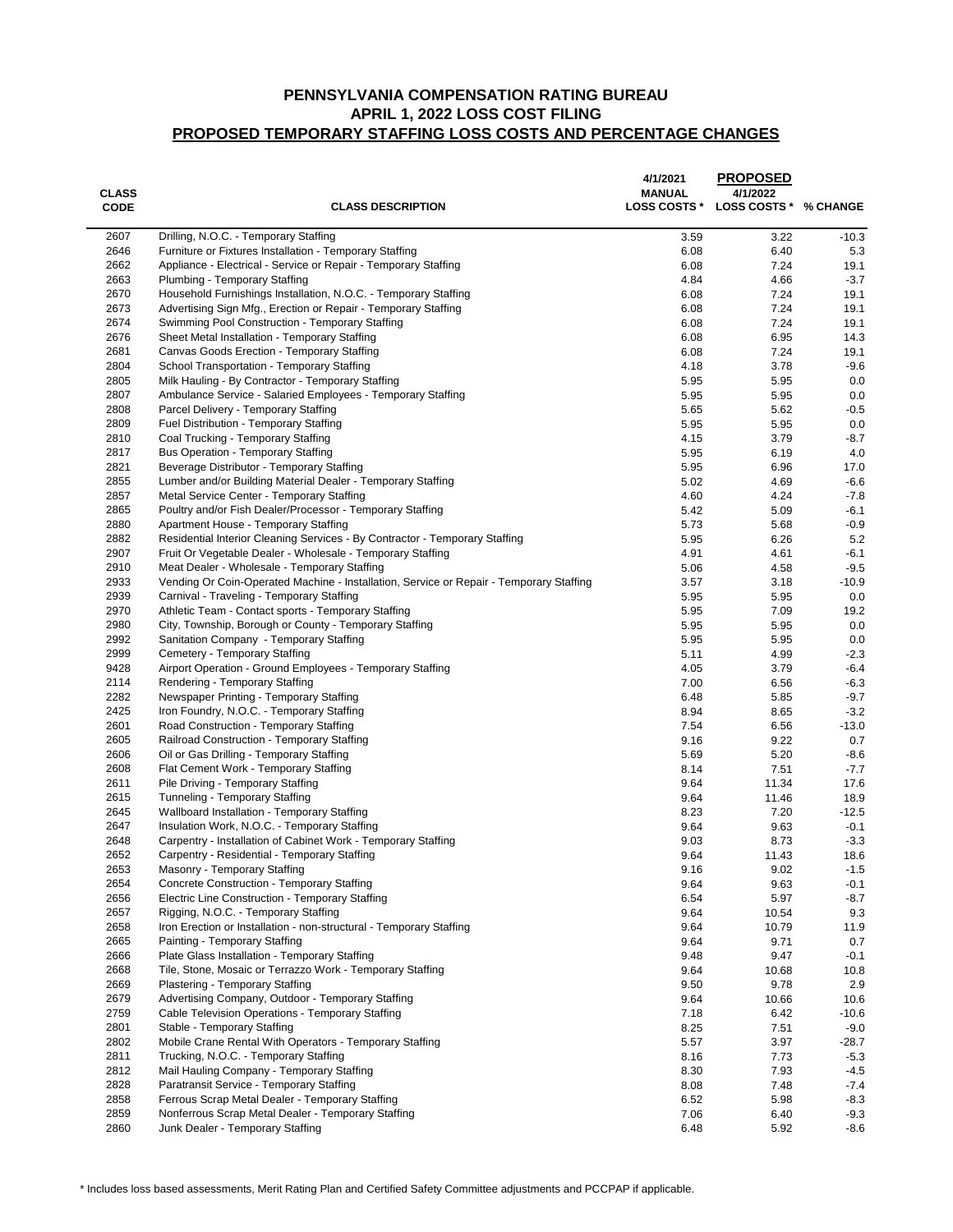# PENNSYLVANIA COMPENSATION RATING BUREAU
## APRIL 1, 2022 LOSS COST FILING
## PROPOSED TEMPORARY STAFFING LOSS COSTS AND PERCENTAGE CHANGES

| CLASS CODE | CLASS DESCRIPTION | 4/1/2021 MANUAL LOSS COSTS * | PROPOSED 4/1/2022 LOSS COSTS * | % CHANGE |
|---|---|---|---|---|
| 2607 | Drilling, N.O.C. - Temporary Staffing | 3.59 | 3.22 | -10.3 |
| 2646 | Furniture or Fixtures Installation - Temporary Staffing | 6.08 | 6.40 | 5.3 |
| 2662 | Appliance - Electrical - Service or Repair - Temporary Staffing | 6.08 | 7.24 | 19.1 |
| 2663 | Plumbing - Temporary Staffing | 4.84 | 4.66 | -3.7 |
| 2670 | Household Furnishings Installation, N.O.C. - Temporary Staffing | 6.08 | 7.24 | 19.1 |
| 2673 | Advertising Sign Mfg., Erection or Repair - Temporary Staffing | 6.08 | 7.24 | 19.1 |
| 2674 | Swimming Pool Construction - Temporary Staffing | 6.08 | 7.24 | 19.1 |
| 2676 | Sheet Metal Installation - Temporary Staffing | 6.08 | 6.95 | 14.3 |
| 2681 | Canvas Goods Erection - Temporary Staffing | 6.08 | 7.24 | 19.1 |
| 2804 | School Transportation - Temporary Staffing | 4.18 | 3.78 | -9.6 |
| 2805 | Milk Hauling - By Contractor - Temporary Staffing | 5.95 | 5.95 | 0.0 |
| 2807 | Ambulance Service - Salaried Employees - Temporary Staffing | 5.95 | 5.95 | 0.0 |
| 2808 | Parcel Delivery - Temporary Staffing | 5.65 | 5.62 | -0.5 |
| 2809 | Fuel Distribution - Temporary Staffing | 5.95 | 5.95 | 0.0 |
| 2810 | Coal Trucking - Temporary Staffing | 4.15 | 3.79 | -8.7 |
| 2817 | Bus Operation - Temporary Staffing | 5.95 | 6.19 | 4.0 |
| 2821 | Beverage Distributor - Temporary Staffing | 5.95 | 6.96 | 17.0 |
| 2855 | Lumber and/or Building Material Dealer - Temporary Staffing | 5.02 | 4.69 | -6.6 |
| 2857 | Metal Service Center - Temporary Staffing | 4.60 | 4.24 | -7.8 |
| 2865 | Poultry and/or Fish Dealer/Processor - Temporary Staffing | 5.42 | 5.09 | -6.1 |
| 2880 | Apartment House - Temporary Staffing | 5.73 | 5.68 | -0.9 |
| 2882 | Residential Interior Cleaning Services - By Contractor - Temporary Staffing | 5.95 | 6.26 | 5.2 |
| 2907 | Fruit Or Vegetable Dealer - Wholesale - Temporary Staffing | 4.91 | 4.61 | -6.1 |
| 2910 | Meat Dealer - Wholesale - Temporary Staffing | 5.06 | 4.58 | -9.5 |
| 2933 | Vending Or Coin-Operated Machine - Installation, Service or Repair - Temporary Staffing | 3.57 | 3.18 | -10.9 |
| 2939 | Carnival - Traveling - Temporary Staffing | 5.95 | 5.95 | 0.0 |
| 2970 | Athletic Team - Contact sports - Temporary Staffing | 5.95 | 7.09 | 19.2 |
| 2980 | City, Township, Borough or County - Temporary Staffing | 5.95 | 5.95 | 0.0 |
| 2992 | Sanitation Company - Temporary Staffing | 5.95 | 5.95 | 0.0 |
| 2999 | Cemetery - Temporary Staffing | 5.11 | 4.99 | -2.3 |
| 9428 | Airport Operation - Ground Employees - Temporary Staffing | 4.05 | 3.79 | -6.4 |
| 2114 | Rendering - Temporary Staffing | 7.00 | 6.56 | -6.3 |
| 2282 | Newspaper Printing - Temporary Staffing | 6.48 | 5.85 | -9.7 |
| 2425 | Iron Foundry, N.O.C. - Temporary Staffing | 8.94 | 8.65 | -3.2 |
| 2601 | Road Construction - Temporary Staffing | 7.54 | 6.56 | -13.0 |
| 2605 | Railroad Construction - Temporary Staffing | 9.16 | 9.22 | 0.7 |
| 2606 | Oil or Gas Drilling - Temporary Staffing | 5.69 | 5.20 | -8.6 |
| 2608 | Flat Cement Work - Temporary Staffing | 8.14 | 7.51 | -7.7 |
| 2611 | Pile Driving - Temporary Staffing | 9.64 | 11.34 | 17.6 |
| 2615 | Tunneling - Temporary Staffing | 9.64 | 11.46 | 18.9 |
| 2645 | Wallboard Installation - Temporary Staffing | 8.23 | 7.20 | -12.5 |
| 2647 | Insulation Work, N.O.C. - Temporary Staffing | 9.64 | 9.63 | -0.1 |
| 2648 | Carpentry - Installation of Cabinet Work - Temporary Staffing | 9.03 | 8.73 | -3.3 |
| 2652 | Carpentry - Residential - Temporary Staffing | 9.64 | 11.43 | 18.6 |
| 2653 | Masonry - Temporary Staffing | 9.16 | 9.02 | -1.5 |
| 2654 | Concrete Construction - Temporary Staffing | 9.64 | 9.63 | -0.1 |
| 2656 | Electric Line Construction - Temporary Staffing | 6.54 | 5.97 | -8.7 |
| 2657 | Rigging, N.O.C. - Temporary Staffing | 9.64 | 10.54 | 9.3 |
| 2658 | Iron Erection or Installation - non-structural - Temporary Staffing | 9.64 | 10.79 | 11.9 |
| 2665 | Painting - Temporary Staffing | 9.64 | 9.71 | 0.7 |
| 2666 | Plate Glass Installation - Temporary Staffing | 9.48 | 9.47 | -0.1 |
| 2668 | Tile, Stone, Mosaic or Terrazzo Work - Temporary Staffing | 9.64 | 10.68 | 10.8 |
| 2669 | Plastering - Temporary Staffing | 9.50 | 9.78 | 2.9 |
| 2679 | Advertising Company, Outdoor - Temporary Staffing | 9.64 | 10.66 | 10.6 |
| 2759 | Cable Television Operations - Temporary Staffing | 7.18 | 6.42 | -10.6 |
| 2801 | Stable - Temporary Staffing | 8.25 | 7.51 | -9.0 |
| 2802 | Mobile Crane Rental With Operators - Temporary Staffing | 5.57 | 3.97 | -28.7 |
| 2811 | Trucking, N.O.C. - Temporary Staffing | 8.16 | 7.73 | -5.3 |
| 2812 | Mail Hauling Company - Temporary Staffing | 8.30 | 7.93 | -4.5 |
| 2828 | Paratransit Service - Temporary Staffing | 8.08 | 7.48 | -7.4 |
| 2858 | Ferrous Scrap Metal Dealer - Temporary Staffing | 6.52 | 5.98 | -8.3 |
| 2859 | Nonferrous Scrap Metal Dealer - Temporary Staffing | 7.06 | 6.40 | -9.3 |
| 2860 | Junk Dealer - Temporary Staffing | 6.48 | 5.92 | -8.6 |

\* Includes loss based assessments, Merit Rating Plan and Certified Safety Committee adjustments and PCCPAP if applicable.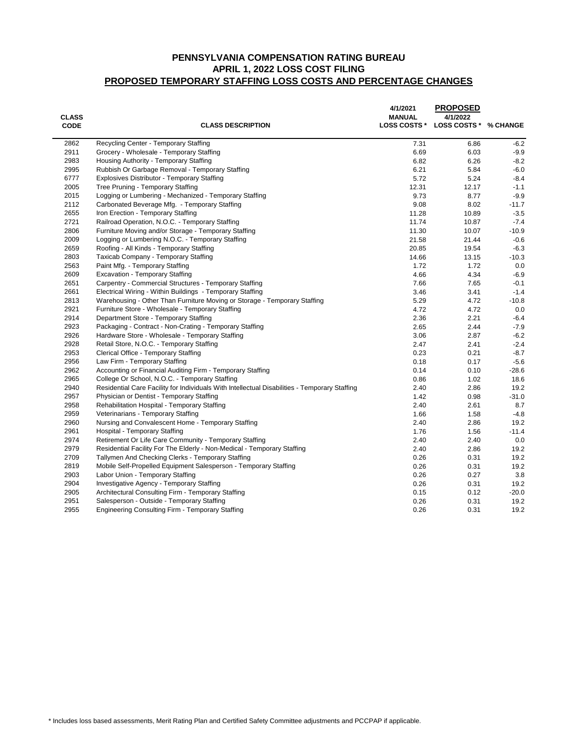**PENNSYLVANIA COMPENSATION RATING BUREAU**
**APRIL 1, 2022 LOSS COST FILING**
**PROPOSED TEMPORARY STAFFING LOSS COSTS AND PERCENTAGE CHANGES**

| CLASS CODE | CLASS DESCRIPTION | 4/1/2021 MANUAL LOSS COSTS * | PROPOSED 4/1/2022 LOSS COSTS * | % CHANGE |
|---|---|---|---|---|
| 2862 | Recycling Center - Temporary Staffing | 7.31 | 6.86 | -6.2 |
| 2911 | Grocery - Wholesale - Temporary Staffing | 6.69 | 6.03 | -9.9 |
| 2983 | Housing Authority - Temporary Staffing | 6.82 | 6.26 | -8.2 |
| 2995 | Rubbish Or Garbage Removal - Temporary Staffing | 6.21 | 5.84 | -6.0 |
| 6777 | Explosives Distributor - Temporary Staffing | 5.72 | 5.24 | -8.4 |
| 2005 | Tree Pruning - Temporary Staffing | 12.31 | 12.17 | -1.1 |
| 2015 | Logging or Lumbering - Mechanized - Temporary Staffing | 9.73 | 8.77 | -9.9 |
| 2112 | Carbonated Beverage Mfg. - Temporary Staffing | 9.08 | 8.02 | -11.7 |
| 2655 | Iron Erection - Temporary Staffing | 11.28 | 10.89 | -3.5 |
| 2721 | Railroad Operation, N.O.C. - Temporary Staffing | 11.74 | 10.87 | -7.4 |
| 2806 | Furniture Moving and/or Storage - Temporary Staffing | 11.30 | 10.07 | -10.9 |
| 2009 | Logging or Lumbering N.O.C. - Temporary Staffing | 21.58 | 21.44 | -0.6 |
| 2659 | Roofing - All Kinds - Temporary Staffing | 20.85 | 19.54 | -6.3 |
| 2803 | Taxicab Company - Temporary Staffing | 14.66 | 13.15 | -10.3 |
| 2563 | Paint Mfg. - Temporary Staffing | 1.72 | 1.72 | 0.0 |
| 2609 | Excavation - Temporary Staffing | 4.66 | 4.34 | -6.9 |
| 2651 | Carpentry - Commercial Structures - Temporary Staffing | 7.66 | 7.65 | -0.1 |
| 2661 | Electrical Wiring - Within Buildings - Temporary Staffing | 3.46 | 3.41 | -1.4 |
| 2813 | Warehousing - Other Than Furniture Moving or Storage - Temporary Staffing | 5.29 | 4.72 | -10.8 |
| 2921 | Furniture Store - Wholesale - Temporary Staffing | 4.72 | 4.72 | 0.0 |
| 2914 | Department Store - Temporary Staffing | 2.36 | 2.21 | -6.4 |
| 2923 | Packaging - Contract - Non-Crating - Temporary Staffing | 2.65 | 2.44 | -7.9 |
| 2926 | Hardware Store - Wholesale - Temporary Staffing | 3.06 | 2.87 | -6.2 |
| 2928 | Retail Store, N.O.C. - Temporary Staffing | 2.47 | 2.41 | -2.4 |
| 2953 | Clerical Office - Temporary Staffing | 0.23 | 0.21 | -8.7 |
| 2956 | Law Firm - Temporary Staffing | 0.18 | 0.17 | -5.6 |
| 2962 | Accounting or Financial Auditing Firm - Temporary Staffing | 0.14 | 0.10 | -28.6 |
| 2965 | College Or School, N.O.C. - Temporary Staffing | 0.86 | 1.02 | 18.6 |
| 2940 | Residential Care Facility for Individuals With Intellectual Disabilities - Temporary Staffing | 2.40 | 2.86 | 19.2 |
| 2957 | Physician or Dentist - Temporary Staffing | 1.42 | 0.98 | -31.0 |
| 2958 | Rehabilitation Hospital - Temporary Staffing | 2.40 | 2.61 | 8.7 |
| 2959 | Veterinarians - Temporary Staffing | 1.66 | 1.58 | -4.8 |
| 2960 | Nursing and Convalescent Home - Temporary Staffing | 2.40 | 2.86 | 19.2 |
| 2961 | Hospital - Temporary Staffing | 1.76 | 1.56 | -11.4 |
| 2974 | Retirement Or Life Care Community - Temporary Staffing | 2.40 | 2.40 | 0.0 |
| 2979 | Residential Facility For The Elderly - Non-Medical - Temporary Staffing | 2.40 | 2.86 | 19.2 |
| 2709 | Tallymen And Checking Clerks - Temporary Staffing | 0.26 | 0.31 | 19.2 |
| 2819 | Mobile Self-Propelled Equipment Salesperson - Temporary Staffing | 0.26 | 0.31 | 19.2 |
| 2903 | Labor Union - Temporary Staffing | 0.26 | 0.27 | 3.8 |
| 2904 | Investigative Agency - Temporary Staffing | 0.26 | 0.31 | 19.2 |
| 2905 | Architectural Consulting Firm - Temporary Staffing | 0.15 | 0.12 | -20.0 |
| 2951 | Salesperson - Outside - Temporary Staffing | 0.26 | 0.31 | 19.2 |
| 2955 | Engineering Consulting Firm - Temporary Staffing | 0.26 | 0.31 | 19.2 |

* Includes loss based assessments, Merit Rating Plan and Certified Safety Committee adjustments and PCCPAP if applicable.